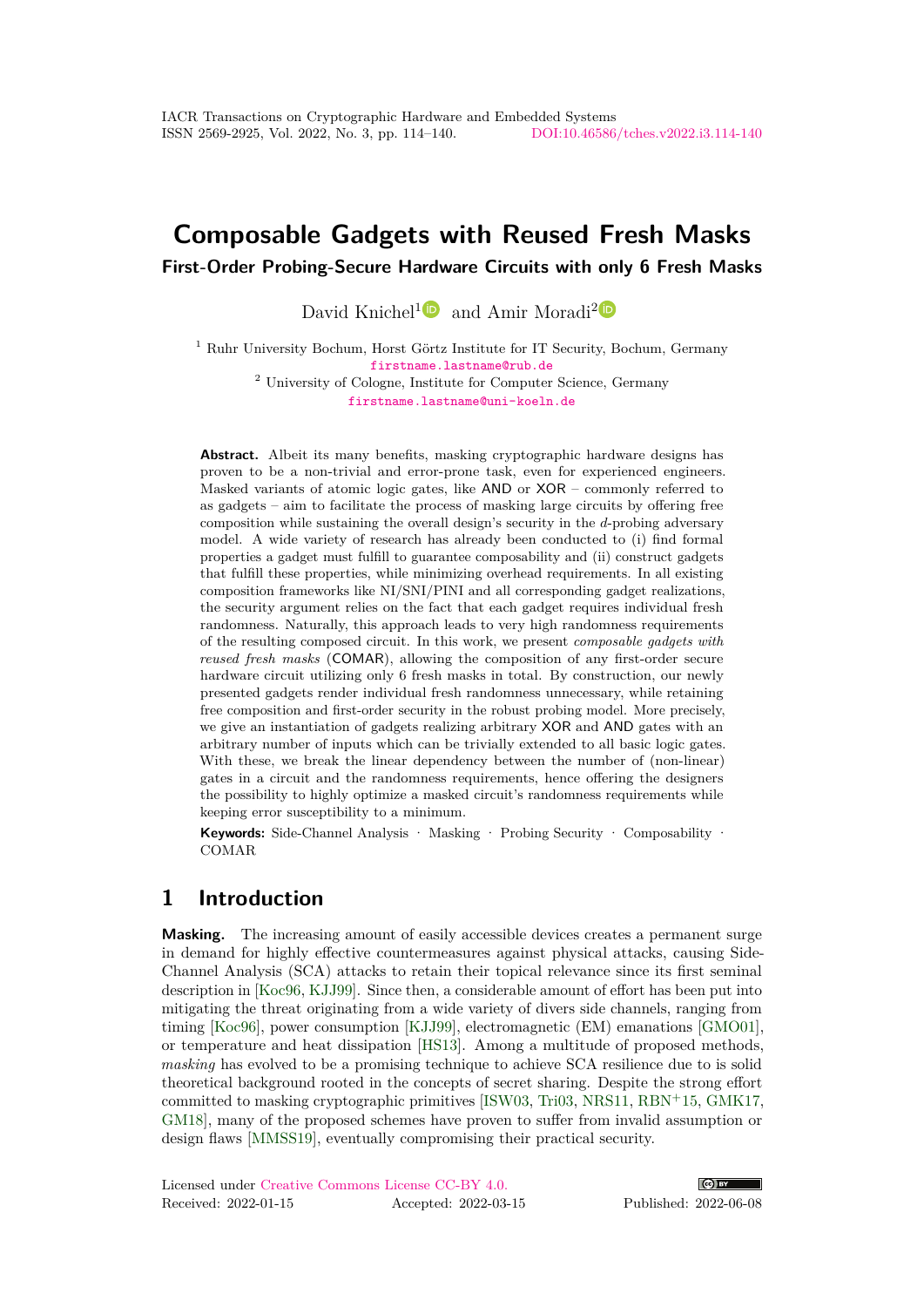# Composable Gadgets with Reused Fresh Masks

## First-Order Probing-Secure Hardware Circuits with only 6 Fresh Masks

David Knichel[1] and Amir Moradi[2]

[1] Ruhr University Bochum, Horst Görtz Institute for IT Security, Bochum, Germany
firstname.lastname@rub.de

[2] University of Cologne, Institute for Computer Science, Germany
firstname.lastname@uni-koeln.de

**Abstract.** Albeit its many benefits, masking cryptographic hardware designs has proven to be a non-trivial and error-prone task, even for experienced engineers. Masked variants of atomic logic gates, like AND or XOR – commonly referred to as gadgets – aim to facilitate the process of masking large circuits by offering free composition while sustaining the overall design's security in the $d$-probing adversary model. A wide variety of research has already been conducted to (i) find formal properties a gadget must fulfill to guarantee composability and (ii) construct gadgets that fulfill these properties, while minimizing overhead requirements. In all existing composition frameworks like NI/SNI/PINI and all corresponding gadget realizations, the security argument relies on the fact that each gadget requires individual fresh randomness. Naturally, this approach leads to very high randomness requirements of the resulting composed circuit. In this work, we present *composable gadgets with reused fresh masks* (COMAR), allowing the composition of any first-order secure hardware circuit utilizing only 6 fresh masks in total. By construction, our newly presented gadgets render individual fresh randomness unnecessary, while retaining free composition and first-order security in the robust probing model. More precisely, we give an instantiation of gadgets realizing arbitrary XOR and AND gates with an arbitrary number of inputs which can be trivially extended to all basic logic gates. With these, we break the linear dependency between the number of (non-linear) gates in a circuit and the randomness requirements, hence offering the designers the possibility to highly optimize a masked circuit's randomness requirements while keeping error susceptibility to a minimum.

**Keywords:** Side-Channel Analysis · Masking · Probing Security · Composability · COMAR

## 1 Introduction

**Masking.** The increasing amount of easily accessible devices creates a permanent surge in demand for highly effective countermeasures against physical attacks, causing Side-Channel Analysis (SCA) attacks to retain their topical relevance since its first seminal description in [Koc96, KJJ99]. Since then, a considerable amount of effort has been put into mitigating the threat originating from a wide variety of divers side channels, ranging from timing [Koc96], power consumption [KJJ99], electromagnetic (EM) emanations [GMO01], or temperature and heat dissipation [HS13]. Among a multitude of proposed methods, *masking* has evolved to be a promising technique to achieve SCA resilience due to is solid theoretical background rooted in the concepts of secret sharing. Despite the strong effort committed to masking cryptographic primitives [ISW03, Tri03, NRS11, RBN+15, GMK17, GM18], many of the proposed schemes have proven to suffer from invalid assumption or design flaws [MMSS19], eventually compromising their practical security.

Licensed under Creative Commons License CC-BY 4.0.
Received: 2022-01-15 Accepted: 2022-03-15 Published: 2022-06-08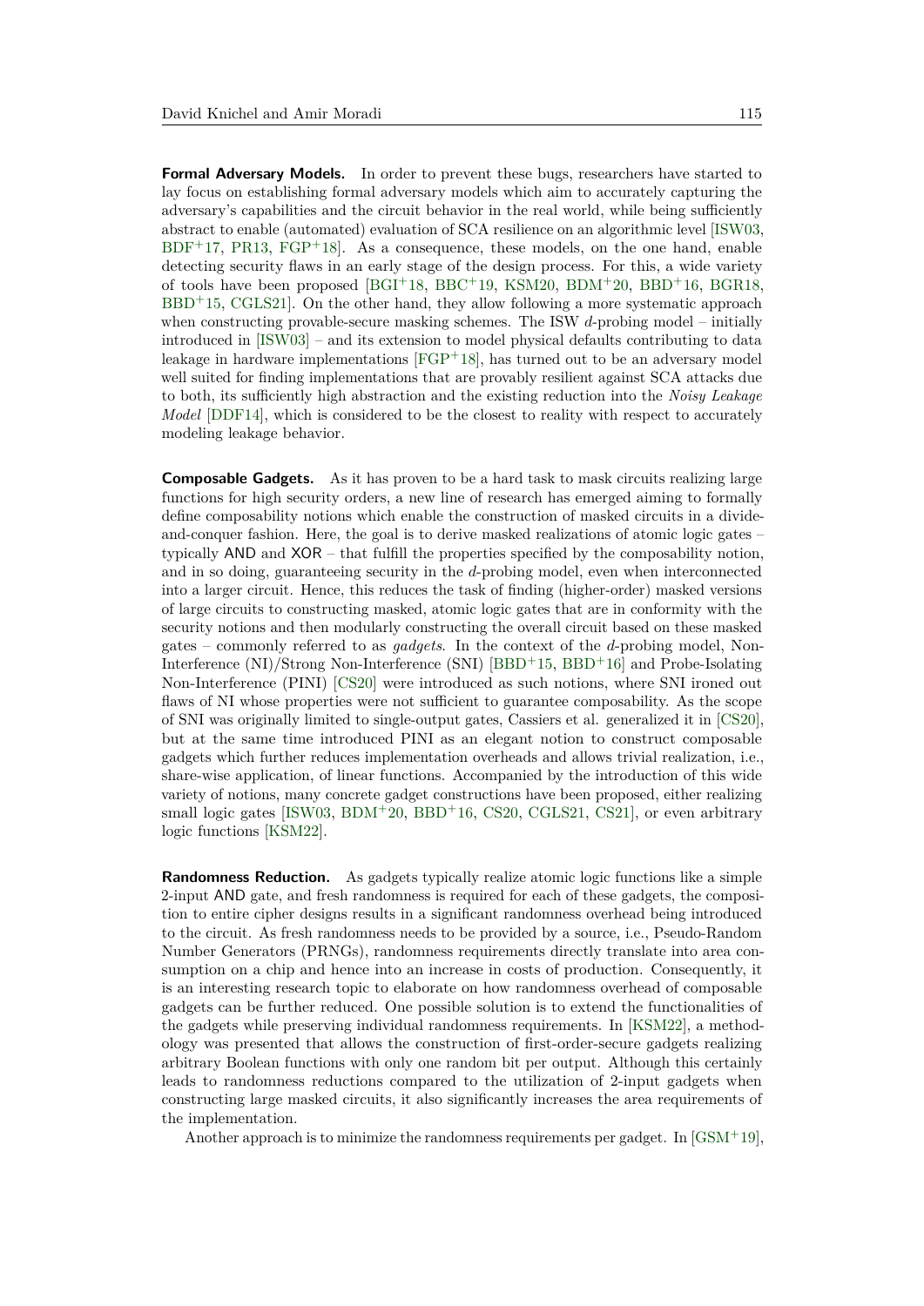**Formal Adversary Models.** In order to prevent these bugs, researchers have started to lay focus on establishing formal adversary models which aim to accurately capturing the adversary's capabilities and the circuit behavior in the real world, while being sufficiently abstract to enable (automated) evaluation of SCA resilience on an algorithmic level [ISW03, BDF+17, PR13, FGP+18]. As a consequence, these models, on the one hand, enable detecting security flaws in an early stage of the design process. For this, a wide variety of tools have been proposed [BGI+18, BBC+19, KSM20, BDM+20, BBD+16, BGR18, BBD+15, CGLS21]. On the other hand, they allow following a more systematic approach when constructing provable-secure masking schemes. The ISW $d$-probing model – initially introduced in [ISW03] – and its extension to model physical defaults contributing to data leakage in hardware implementations [FGP+18], has turned out to be an adversary model well suited for finding implementations that are provably resilient against SCA attacks due to both, its sufficiently high abstraction and the existing reduction into the *Noisy Leakage Model* [DDF14], which is considered to be the closest to reality with respect to accurately modeling leakage behavior.

**Composable Gadgets.** As it has proven to be a hard task to mask circuits realizing large functions for high security orders, a new line of research has emerged aiming to formally define composability notions which enable the construction of masked circuits in a divide-and-conquer fashion. Here, the goal is to derive masked realizations of atomic logic gates – typically AND and XOR – that fulfill the properties specified by the composability notion, and in so doing, guaranteeing security in the $d$-probing model, even when interconnected into a larger circuit. Hence, this reduces the task of finding (higher-order) masked versions of large circuits to constructing masked, atomic logic gates that are in conformity with the security notions and then modularly constructing the overall circuit based on these masked gates – commonly referred to as *gadgets*. In the context of the $d$-probing model, Non-Interference (NI)/Strong Non-Interference (SNI) [BBD+15, BBD+16] and Probe-Isolating Non-Interference (PINI) [CS20] were introduced as such notions, where SNI ironed out flaws of NI whose properties were not sufficient to guarantee composability. As the scope of SNI was originally limited to single-output gates, Cassiers et al. generalized it in [CS20], but at the same time introduced PINI as an elegant notion to construct composable gadgets which further reduces implementation overheads and allows trivial realization, i.e., share-wise application, of linear functions. Accompanied by the introduction of this wide variety of notions, many concrete gadget constructions have been proposed, either realizing small logic gates [ISW03, BDM+20, BBD+16, CS20, CGLS21, CS21], or even arbitrary logic functions [KSM22].

**Randomness Reduction.** As gadgets typically realize atomic logic functions like a simple 2-input AND gate, and fresh randomness is required for each of these gadgets, the composition to entire cipher designs results in a significant randomness overhead being introduced to the circuit. As fresh randomness needs to be provided by a source, i.e., Pseudo-Random Number Generators (PRNGs), randomness requirements directly translate into area consumption on a chip and hence into an increase in costs of production. Consequently, it is an interesting research topic to elaborate on how randomness overhead of composable gadgets can be further reduced. One possible solution is to extend the functionalities of the gadgets while preserving individual randomness requirements. In [KSM22], a methodology was presented that allows the construction of first-order-secure gadgets realizing arbitrary Boolean functions with only one random bit per output. Although this certainly leads to randomness reductions compared to the utilization of 2-input gadgets when constructing large masked circuits, it also significantly increases the area requirements of the implementation.

Another approach is to minimize the randomness requirements per gadget. In [GSM+19],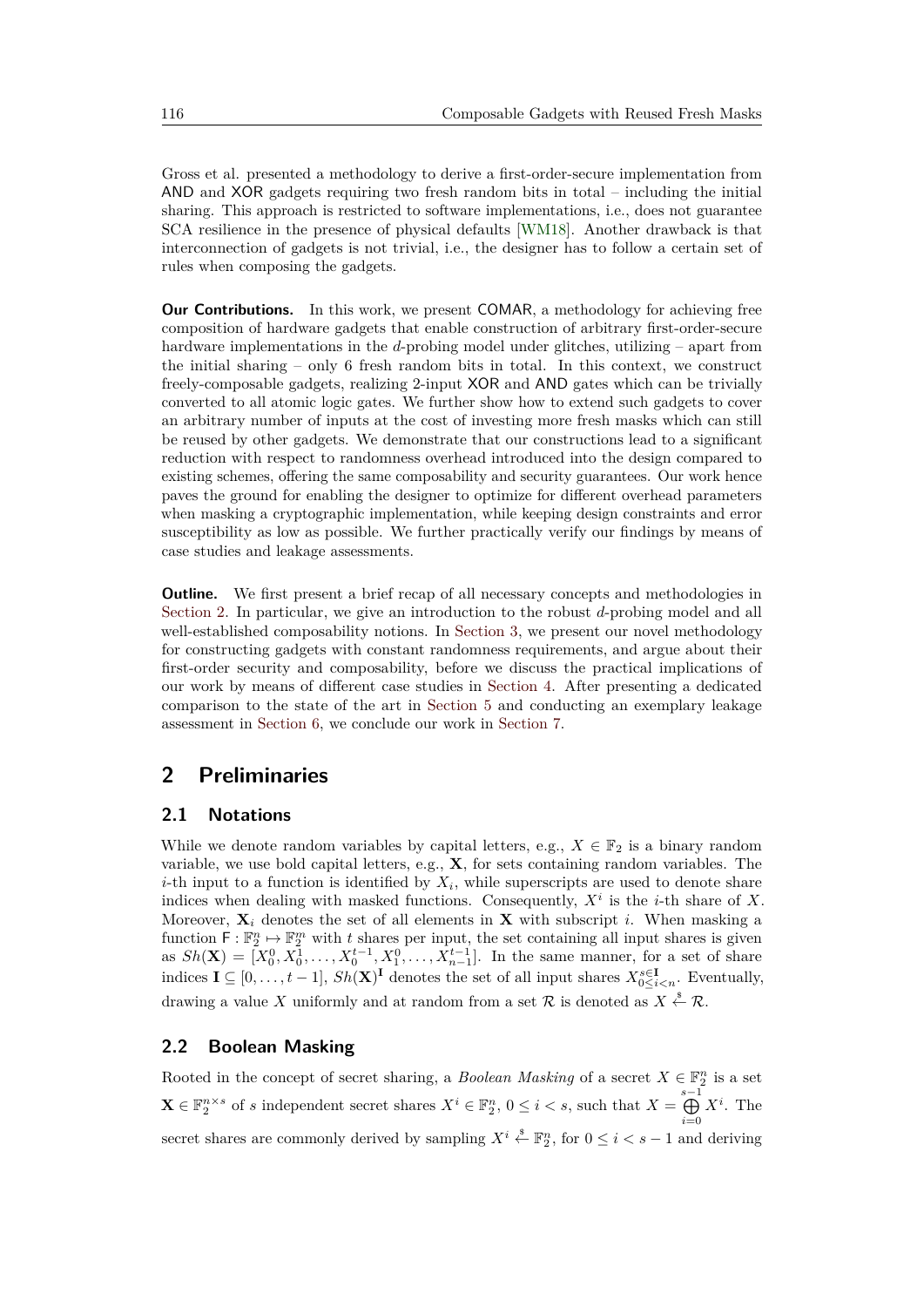Gross et al. presented a methodology to derive a first-order-secure implementation from AND and XOR gadgets requiring two fresh random bits in total – including the initial sharing. This approach is restricted to software implementations, i.e., does not guarantee SCA resilience in the presence of physical defaults [WM18]. Another drawback is that interconnection of gadgets is not trivial, i.e., the designer has to follow a certain set of rules when composing the gadgets.

**Our Contributions.** In this work, we present COMAR, a methodology for achieving free composition of hardware gadgets that enable construction of arbitrary first-order-secure hardware implementations in the $d$-probing model under glitches, utilizing – apart from the initial sharing – only 6 fresh random bits in total. In this context, we construct freely-composable gadgets, realizing 2-input XOR and AND gates which can be trivially converted to all atomic logic gates. We further show how to extend such gadgets to cover an arbitrary number of inputs at the cost of investing more fresh masks which can still be reused by other gadgets. We demonstrate that our constructions lead to a significant reduction with respect to randomness overhead introduced into the design compared to existing schemes, offering the same composability and security guarantees. Our work hence paves the ground for enabling the designer to optimize for different overhead parameters when masking a cryptographic implementation, while keeping design constraints and error susceptibility as low as possible. We further practically verify our findings by means of case studies and leakage assessments.

**Outline.** We first present a brief recap of all necessary concepts and methodologies in Section 2. In particular, we give an introduction to the robust $d$-probing model and all well-established composability notions. In Section 3, we present our novel methodology for constructing gadgets with constant randomness requirements, and argue about their first-order security and composability, before we discuss the practical implications of our work by means of different case studies in Section 4. After presenting a dedicated comparison to the state of the art in Section 5 and conducting an exemplary leakage assessment in Section 6, we conclude our work in Section 7.

## 2 Preliminaries

### 2.1 Notations

While we denote random variables by capital letters, e.g., $X \in \mathbb{F}_2$ is a binary random variable, we use bold capital letters, e.g., $\mathbf{X}$, for sets containing random variables. The $i$-th input to a function is identified by $X_i$, while superscripts are used to denote share indices when dealing with masked functions. Consequently, $X^i$ is the $i$-th share of $X$. Moreover, $\mathbf{X}_i$ denotes the set of all elements in $\mathbf{X}$ with subscript $i$. When masking a function $\mathsf{F} : \mathbb{F}_2^n \mapsto \mathbb{F}_2^m$ with $t$ shares per input, the set containing all input shares is given as $Sh(\mathbf{X}) = [X_0^0, X_0^1, \ldots, X_0^{t-1}, X_1^0, \ldots, X_{n-1}^{t-1}]$. In the same manner, for a set of share indices $\mathbf{I} \subseteq [0, \ldots, t-1]$, $Sh(\mathbf{X})^{\mathbf{I}}$ denotes the set of all input shares $X_{0 \le i < n}^{s \in \mathbf{I}}$. Eventually, drawing a value $X$ uniformly and at random from a set $\mathcal{R}$ is denoted as $X \xleftarrow{\$} \mathcal{R}$.

### 2.2 Boolean Masking

Rooted in the concept of secret sharing, a *Boolean Masking* of a secret $X \in \mathbb{F}_2^n$ is a set $\mathbf{X} \in \mathbb{F}_2^{n \times s}$ of $s$ independent secret shares $X^i \in \mathbb{F}_2^n$, $0 \le i < s$, such that $X = \bigoplus_{i=0}^{s-1} X^i$. The secret shares are commonly derived by sampling $X^i \xleftarrow{\$} \mathbb{F}_2^n$, for $0 \le i < s - 1$ and deriving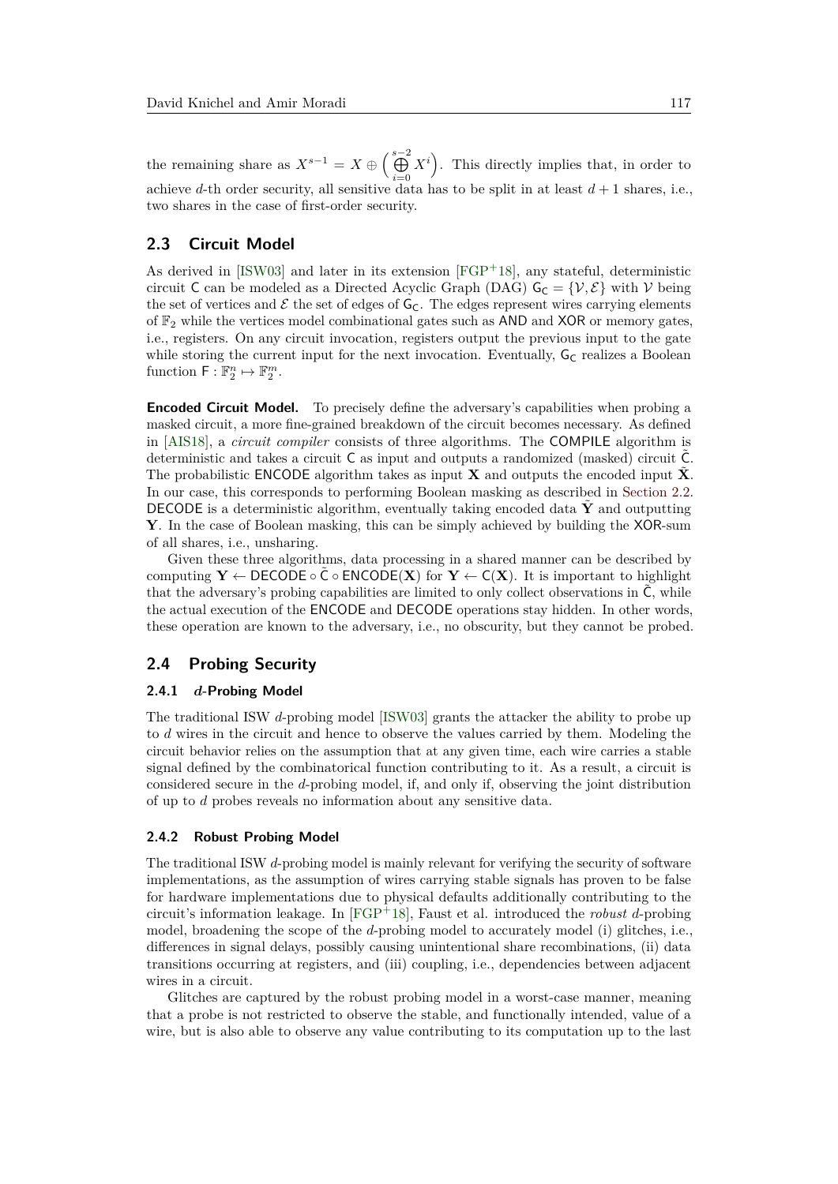the remaining share as $X^{s-1} = X \oplus \left(\bigoplus_{i=0}^{s-2} X^i\right)$. This directly implies that, in order to achieve $d$-th order security, all sensitive data has to be split in at least $d+1$ shares, i.e., two shares in the case of first-order security.

## 2.3 Circuit Model

As derived in [ISW03] and later in its extension [FGP+18], any stateful, deterministic circuit $\mathsf{C}$ can be modeled as a Directed Acyclic Graph (DAG) $\mathsf{G}_\mathsf{C} = \{\mathcal{V}, \mathcal{E}\}$ with $\mathcal{V}$ being the set of vertices and $\mathcal{E}$ the set of edges of $\mathsf{G}_\mathsf{C}$. The edges represent wires carrying elements of $\mathbb{F}_2$ while the vertices model combinational gates such as AND and XOR or memory gates, i.e., registers. On any circuit invocation, registers output the previous input to the gate while storing the current input for the next invocation. Eventually, $\mathsf{G}_\mathsf{C}$ realizes a Boolean function $\mathsf{F} : \mathbb{F}_2^n \mapsto \mathbb{F}_2^m$.

**Encoded Circuit Model.** To precisely define the adversary's capabilities when probing a masked circuit, a more fine-grained breakdown of the circuit becomes necessary. As defined in [AIS18], a *circuit compiler* consists of three algorithms. The COMPILE algorithm is deterministic and takes a circuit $\mathsf{C}$ as input and outputs a randomized (masked) circuit $\tilde{\mathsf{C}}$. The probabilistic ENCODE algorithm takes as input $\mathbf{X}$ and outputs the encoded input $\tilde{\mathbf{X}}$. In our case, this corresponds to performing Boolean masking as described in Section 2.2. DECODE is a deterministic algorithm, eventually taking encoded data $\tilde{\mathbf{Y}}$ and outputting $\mathbf{Y}$. In the case of Boolean masking, this can be simply achieved by building the XOR-sum of all shares, i.e., unsharing.

Given these three algorithms, data processing in a shared manner can be described by computing $\mathbf{Y} \leftarrow \mathsf{DECODE} \circ \tilde{\mathsf{C}} \circ \mathsf{ENCODE}(\mathbf{X})$ for $\mathbf{Y} \leftarrow \mathsf{C}(\mathbf{X})$. It is important to highlight that the adversary's probing capabilities are limited to only collect observations in $\tilde{\mathsf{C}}$, while the actual execution of the ENCODE and DECODE operations stay hidden. In other words, these operation are known to the adversary, i.e., no obscurity, but they cannot be probed.

## 2.4 Probing Security

### 2.4.1 $d$-Probing Model

The traditional ISW $d$-probing model [ISW03] grants the attacker the ability to probe up to $d$ wires in the circuit and hence to observe the values carried by them. Modeling the circuit behavior relies on the assumption that at any given time, each wire carries a stable signal defined by the combinatorical function contributing to it. As a result, a circuit is considered secure in the $d$-probing model, if, and only if, observing the joint distribution of up to $d$ probes reveals no information about any sensitive data.

### 2.4.2 Robust Probing Model

The traditional ISW $d$-probing model is mainly relevant for verifying the security of software implementations, as the assumption of wires carrying stable signals has proven to be false for hardware implementations due to physical defaults additionally contributing to the circuit's information leakage. In [FGP+18], Faust et al. introduced the *robust* $d$-probing model, broadening the scope of the $d$-probing model to accurately model (i) glitches, i.e., differences in signal delays, possibly causing unintentional share recombinations, (ii) data transitions occurring at registers, and (iii) coupling, i.e., dependencies between adjacent wires in a circuit.

Glitches are captured by the robust probing model in a worst-case manner, meaning that a probe is not restricted to observe the stable, and functionally intended, value of a wire, but is also able to observe any value contributing to its computation up to the last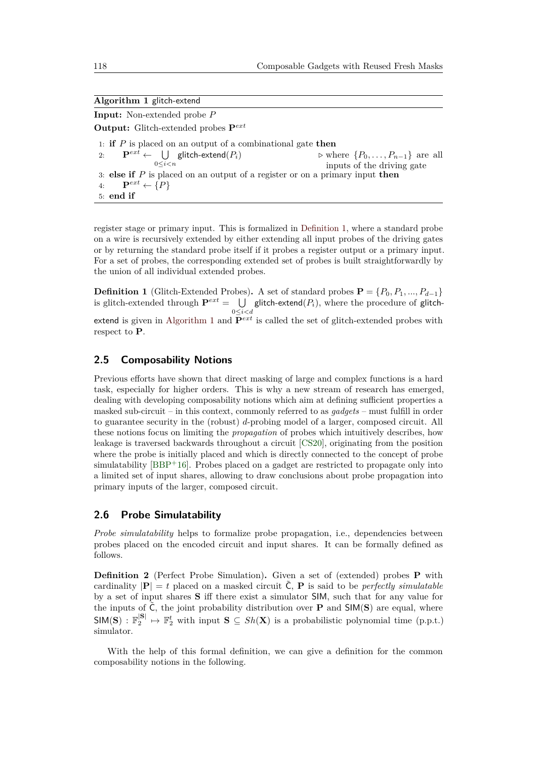**Algorithm 1** glitch-extend

**Input:** Non-extended probe $P$

**Output:** Glitch-extended probes $\mathbf{P}^{ext}$

```
1: if P is placed on an output of a combinational gate then
2:     P^ext ← ⋃_{0≤i<n} glitch-extend(P_i)      ▷ where {P_0, ..., P_{n-1}} are all inputs of the driving gate
3: else if P is placed on an output of a register or on a primary input then
4:     P^ext ← {P}
5: end if
```

register stage or primary input. This is formalized in Definition 1, where a standard probe on a wire is recursively extended by either extending all input probes of the driving gates or by returning the standard probe itself if it probes a register output or a primary input. For a set of probes, the corresponding extended set of probes is built straightforwardly by the union of all individual extended probes.

**Definition 1** (Glitch-Extended Probes)**.** A set of standard probes $\mathbf{P} = \{P_0, P_1, ..., P_{d-1}\}$ is glitch-extended through $\mathbf{P}^{ext} = \bigcup_{0 \leq i < d} \mathsf{glitch\text{-}extend}(P_i)$, where the procedure of glitch-extend is given in Algorithm 1 and $\mathbf{P}^{ext}$ is called the set of glitch-extended probes with respect to $\mathbf{P}$.

## 2.5 Composability Notions

Previous efforts have shown that direct masking of large and complex functions is a hard task, especially for higher orders. This is why a new stream of research has emerged, dealing with developing composability notions which aim at defining sufficient properties a masked sub-circuit – in this context, commonly referred to as *gadgets* – must fulfill in order to guarantee security in the (robust) $d$-probing model of a larger, composed circuit. All these notions focus on limiting the *propagation* of probes which intuitively describes, how leakage is traversed backwards throughout a circuit [CS20], originating from the position where the probe is initially placed and which is directly connected to the concept of probe simulatability [BBP+16]. Probes placed on a gadget are restricted to propagate only into a limited set of input shares, allowing to draw conclusions about probe propagation into primary inputs of the larger, composed circuit.

## 2.6 Probe Simulatability

*Probe simulatability* helps to formalize probe propagation, i.e., dependencies between probes placed on the encoded circuit and input shares. It can be formally defined as follows.

**Definition 2** (Perfect Probe Simulation)**.** Given a set of (extended) probes $\mathbf{P}$ with cardinality $|\mathbf{P}| = t$ placed on a masked circuit $\tilde{\mathsf{C}}$, $\mathbf{P}$ is said to be *perfectly simulatable* by a set of input shares $\mathbf{S}$ iff there exist a simulator $\mathsf{SIM}$, such that for any value for the inputs of $\tilde{\mathsf{C}}$, the joint probability distribution over $\mathbf{P}$ and $\mathsf{SIM}(\mathbf{S})$ are equal, where $\mathsf{SIM}(\mathbf{S}) : \mathbb{F}_2^{|\mathbf{S}|} \mapsto \mathbb{F}_2^t$ with input $\mathbf{S} \subseteq Sh(\mathbf{X})$ is a probabilistic polynomial time (p.p.t.) simulator.

With the help of this formal definition, we can give a definition for the common composability notions in the following.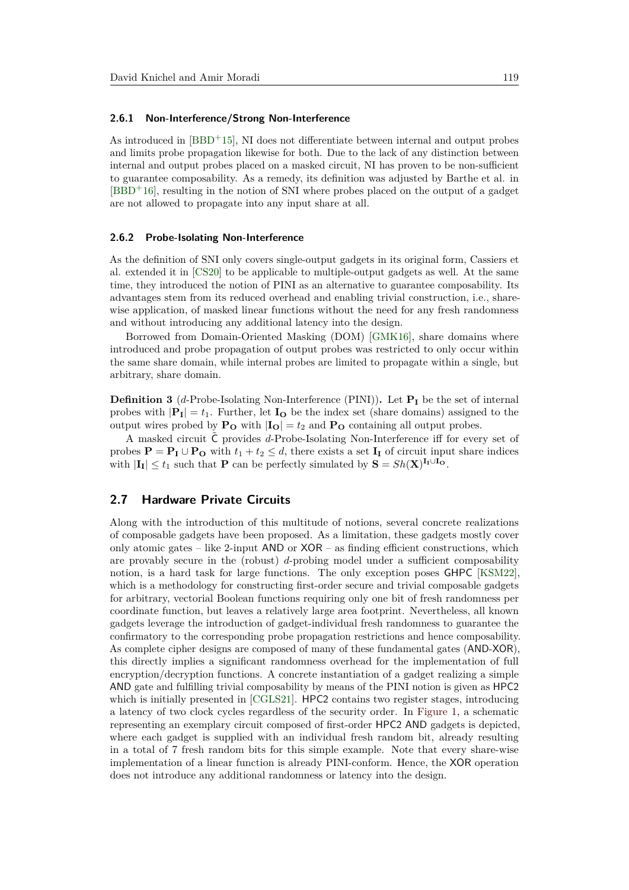#### 2.6.1 Non-Interference/Strong Non-Interference

As introduced in [BBD+15], NI does not differentiate between internal and output probes and limits probe propagation likewise for both. Due to the lack of any distinction between internal and output probes placed on a masked circuit, NI has proven to be non-sufficient to guarantee composability. As a remedy, its definition was adjusted by Barthe et al. in [BBD+16], resulting in the notion of SNI where probes placed on the output of a gadget are not allowed to propagate into any input share at all.

#### 2.6.2 Probe-Isolating Non-Interference

As the definition of SNI only covers single-output gadgets in its original form, Cassiers et al. extended it in [CS20] to be applicable to multiple-output gadgets as well. At the same time, they introduced the notion of PINI as an alternative to guarantee composability. Its advantages stem from its reduced overhead and enabling trivial construction, i.e., share-wise application, of masked linear functions without the need for any fresh randomness and without introducing any additional latency into the design.

Borrowed from Domain-Oriented Masking (DOM) [GMK16], share domains where introduced and probe propagation of output probes was restricted to only occur within the same share domain, while internal probes are limited to propagate within a single, but arbitrary, share domain.

**Definition 3** ($d$-Probe-Isolating Non-Interference (PINI))**.** Let $\mathbf{P_I}$ be the set of internal probes with $|\mathbf{P_I}| = t_1$. Further, let $\mathbf{I_O}$ be the index set (share domains) assigned to the output wires probed by $\mathbf{P_O}$ with $|\mathbf{I_O}| = t_2$ and $\mathbf{P_O}$ containing all output probes.

A masked circuit $\tilde{\mathsf{C}}$ provides $d$-Probe-Isolating Non-Interference iff for every set of probes $\mathbf{P} = \mathbf{P_I} \cup \mathbf{P_O}$ with $t_1 + t_2 \leq d$, there exists a set $\mathbf{I_I}$ of circuit input share indices with $|\mathbf{I_I}| \leq t_1$ such that $\mathbf{P}$ can be perfectly simulated by $\mathbf{S} = Sh(\mathbf{X})^{\mathbf{I_I} \cup \mathbf{I_O}}$.

### 2.7 Hardware Private Circuits

Along with the introduction of this multitude of notions, several concrete realizations of composable gadgets have been proposed. As a limitation, these gadgets mostly cover only atomic gates – like 2-input AND or XOR – as finding efficient constructions, which are provably secure in the (robust) $d$-probing model under a sufficient composability notion, is a hard task for large functions. The only exception poses GHPC [KSM22], which is a methodology for constructing first-order secure and trivial composable gadgets for arbitrary, vectorial Boolean functions requiring only one bit of fresh randomness per coordinate function, but leaves a relatively large area footprint. Nevertheless, all known gadgets leverage the introduction of gadget-individual fresh randomness to guarantee the confirmatory to the corresponding probe propagation restrictions and hence composability. As complete cipher designs are composed of many of these fundamental gates (AND-XOR), this directly implies a significant randomness overhead for the implementation of full encryption/decryption functions. A concrete instantiation of a gadget realizing a simple AND gate and fulfilling trivial composability by means of the PINI notion is given as HPC2 which is initially presented in [CGLS21]. HPC2 contains two register stages, introducing a latency of two clock cycles regardless of the security order. In Figure 1, a schematic representing an exemplary circuit composed of first-order HPC2 AND gadgets is depicted, where each gadget is supplied with an individual fresh random bit, already resulting in a total of 7 fresh random bits for this simple example. Note that every share-wise implementation of a linear function is already PINI-conform. Hence, the XOR operation does not introduce any additional randomness or latency into the design.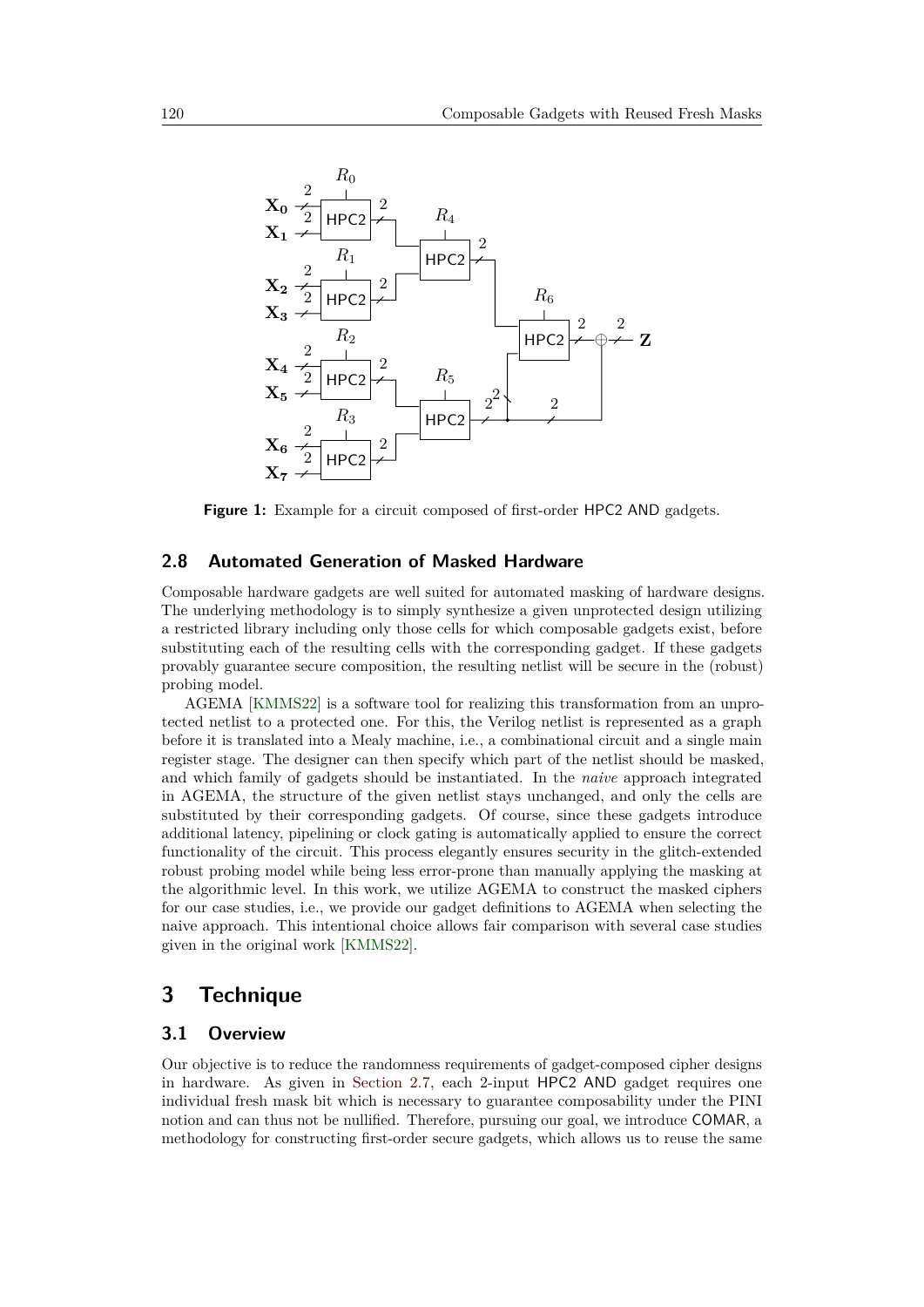**Figure 1:** Example for a circuit composed of first-order HPC2 AND gadgets.

### 2.8 Automated Generation of Masked Hardware

Composable hardware gadgets are well suited for automated masking of hardware designs. The underlying methodology is to simply synthesize a given unprotected design utilizing a restricted library including only those cells for which composable gadgets exist, before substituting each of the resulting cells with the corresponding gadget. If these gadgets provably guarantee secure composition, the resulting netlist will be secure in the (robust) probing model.

AGEMA [KMMS22] is a software tool for realizing this transformation from an unprotected netlist to a protected one. For this, the Verilog netlist is represented as a graph before it is translated into a Mealy machine, i.e., a combinational circuit and a single main register stage. The designer can then specify which part of the netlist should be masked, and which family of gadgets should be instantiated. In the *naive* approach integrated in AGEMA, the structure of the given netlist stays unchanged, and only the cells are substituted by their corresponding gadgets. Of course, since these gadgets introduce additional latency, pipelining or clock gating is automatically applied to ensure the correct functionality of the circuit. This process elegantly ensures security in the glitch-extended robust probing model while being less error-prone than manually applying the masking at the algorithmic level. In this work, we utilize AGEMA to construct the masked ciphers for our case studies, i.e., we provide our gadget definitions to AGEMA when selecting the naive approach. This intentional choice allows fair comparison with several case studies given in the original work [KMMS22].

## 3 Technique

### 3.1 Overview

Our objective is to reduce the randomness requirements of gadget-composed cipher designs in hardware. As given in Section 2.7, each 2-input HPC2 AND gadget requires one individual fresh mask bit which is necessary to guarantee composability under the PINI notion and can thus not be nullified. Therefore, pursuing our goal, we introduce COMAR, a methodology for constructing first-order secure gadgets, which allows us to reuse the same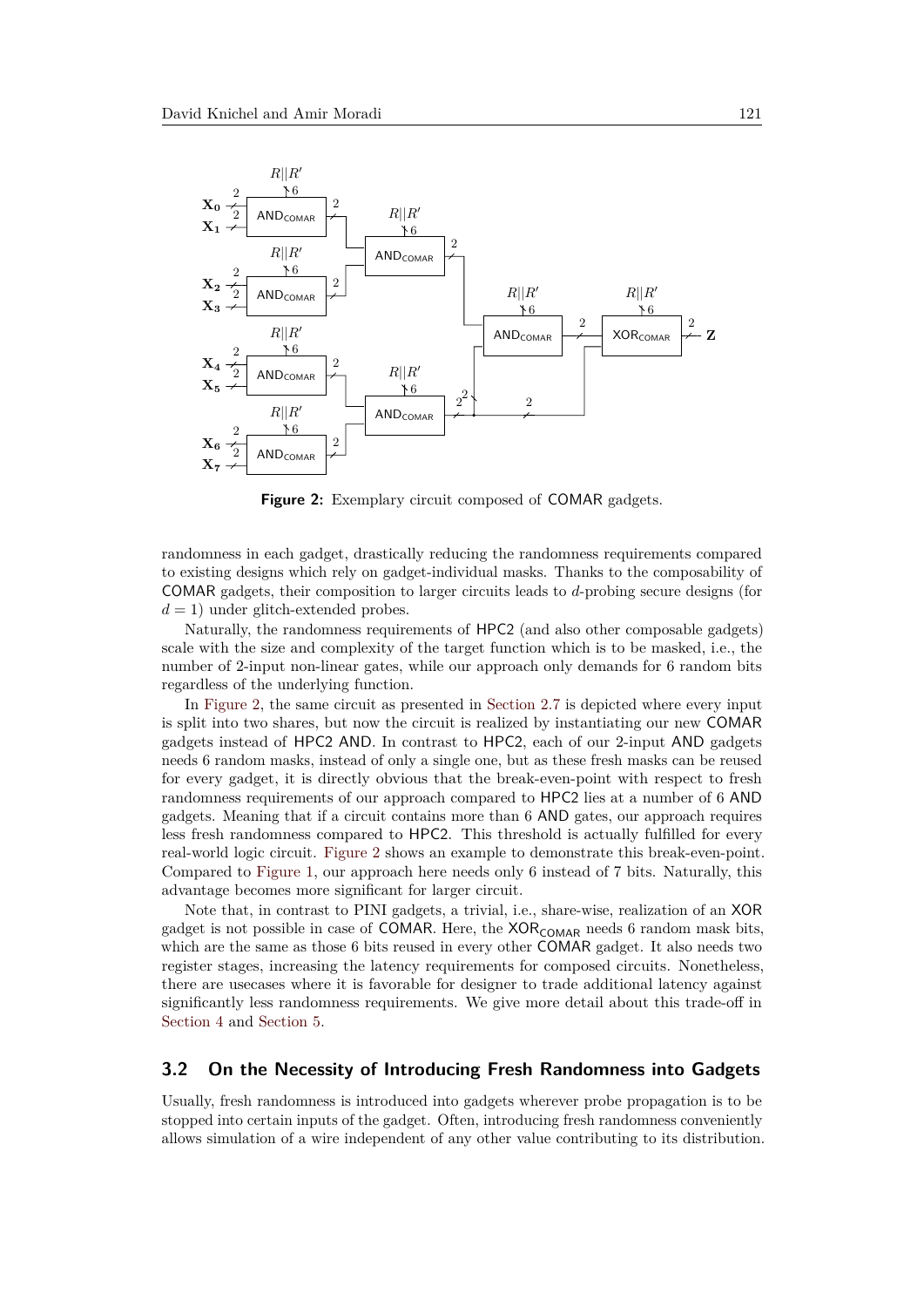**Figure 2:** Exemplary circuit composed of COMAR gadgets.

randomness in each gadget, drastically reducing the randomness requirements compared to existing designs which rely on gadget-individual masks. Thanks to the composability of COMAR gadgets, their composition to larger circuits leads to *d*-probing secure designs (for $d = 1$) under glitch-extended probes.

Naturally, the randomness requirements of HPC2 (and also other composable gadgets) scale with the size and complexity of the target function which is to be masked, i.e., the number of 2-input non-linear gates, while our approach only demands for 6 random bits regardless of the underlying function.

In Figure 2, the same circuit as presented in Section 2.7 is depicted where every input is split into two shares, but now the circuit is realized by instantiating our new COMAR gadgets instead of HPC2 AND. In contrast to HPC2, each of our 2-input AND gadgets needs 6 random masks, instead of only a single one, but as these fresh masks can be reused for every gadget, it is directly obvious that the break-even-point with respect to fresh randomness requirements of our approach compared to HPC2 lies at a number of 6 AND gadgets. Meaning that if a circuit contains more than 6 AND gates, our approach requires less fresh randomness compared to HPC2. This threshold is actually fulfilled for every real-world logic circuit. Figure 2 shows an example to demonstrate this break-even-point. Compared to Figure 1, our approach here needs only 6 instead of 7 bits. Naturally, this advantage becomes more significant for larger circuit.

Note that, in contrast to PINI gadgets, a trivial, i.e., share-wise, realization of an XOR gadget is not possible in case of COMAR. Here, the $\text{XOR}_{\text{COMAR}}$ needs 6 random mask bits, which are the same as those 6 bits reused in every other COMAR gadget. It also needs two register stages, increasing the latency requirements for composed circuits. Nonetheless, there are usecases where it is favorable for designer to trade additional latency against significantly less randomness requirements. We give more detail about this trade-off in Section 4 and Section 5.

### 3.2 On the Necessity of Introducing Fresh Randomness into Gadgets

Usually, fresh randomness is introduced into gadgets wherever probe propagation is to be stopped into certain inputs of the gadget. Often, introducing fresh randomness conveniently allows simulation of a wire independent of any other value contributing to its distribution.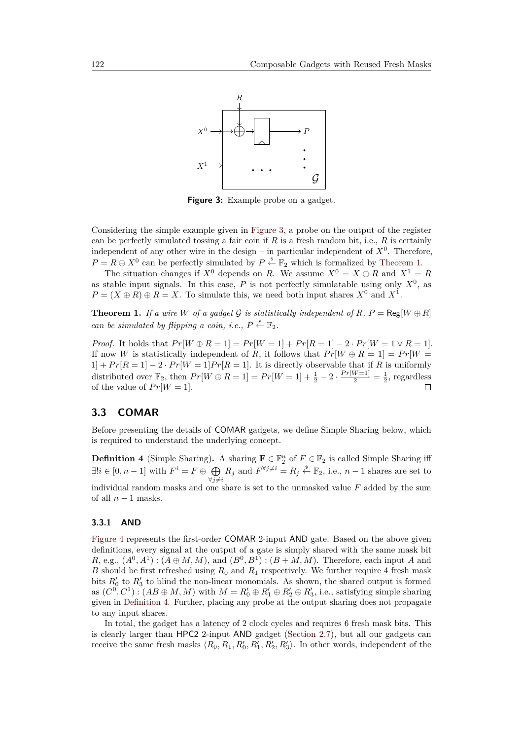Figure 3: Example probe on a gadget.

Considering the simple example given in Figure 3, a probe on the output of the register can be perfectly simulated tossing a fair coin if $R$ is a fresh random bit, i.e., $R$ is certainly independent of any other wire in the design – in particular independent of $X^0$. Therefore, $P = R \oplus X^0$ can be perfectly simulated by $P \xleftarrow{\$} \mathbb{F}_2$ which is formalized by Theorem 1.

The situation changes if $X^0$ depends on $R$. We assume $X^0 = X \oplus R$ and $X^1 = R$ as stable input signals. In this case, $P$ is not perfectly simulatable using only $X^0$, as $P = (X \oplus R) \oplus R = X$. To simulate this, we need both input shares $X^0$ and $X^1$.

**Theorem 1.** *If a wire $W$ of a gadget $\mathcal{G}$ is statistically independent of $R$, $P = \mathsf{Reg}[W \oplus R]$ can be simulated by flipping a coin, i.e., $P \xleftarrow{\$} \mathbb{F}_2$.*

*Proof.* It holds that $Pr[W \oplus R = 1] = Pr[W = 1] + Pr[R = 1] - 2 \cdot Pr[W = 1 \vee R = 1]$. If now $W$ is statistically independent of $R$, it follows that $Pr[W \oplus R = 1] = Pr[W = 1] + Pr[R = 1] - 2 \cdot Pr[W = 1]Pr[R = 1]$. It is directly observable that if $R$ is uniformly distributed over $\mathbb{F}_2$, then $Pr[W \oplus R = 1] = Pr[W = 1] + \frac{1}{2} - 2 \cdot \frac{Pr[W=1]}{2} = \frac{1}{2}$, regardless of the value of $Pr[W = 1]$. □

## 3.3 COMAR

Before presenting the details of COMAR gadgets, we define Simple Sharing below, which is required to understand the underlying concept.

**Definition 4** (Simple Sharing)**.** A sharing $\mathbf{F} \in \mathbb{F}_2^n$ of $F \in \mathbb{F}_2$ is called Simple Sharing iff $\exists! i \in [0, n-1]$ with $F^i = F \oplus \bigoplus_{\forall j \neq i} R_j$ and $F^{\forall j \neq i} = R_j \xleftarrow{\$} \mathbb{F}_2$, i.e., $n-1$ shares are set to individual random masks and one share is set to the unmasked value $F$ added by the sum of all $n-1$ masks.

### 3.3.1 AND

Figure 4 represents the first-order COMAR 2-input AND gate. Based on the above given definitions, every signal at the output of a gate is simply shared with the same mask bit $R$, e.g., $(A^0, A^1) : (A \oplus M, M)$, and $(B^0, B^1) : (B + M, M)$. Therefore, each input $A$ and $B$ should be first refreshed using $R_0$ and $R_1$ respectively. We further require 4 fresh mask bits $R'_0$ to $R'_3$ to blind the non-linear monomials. As shown, the shared output is formed as $(C^0, C^1) : (AB \oplus M, M)$ with $M = R'_0 \oplus R'_1 \oplus R'_2 \oplus R'_3$, i.e., satisfying simple sharing given in Definition 4. Further, placing any probe at the output sharing does not propagate to any input shares.

In total, the gadget has a latency of 2 clock cycles and requires 6 fresh mask bits. This is clearly larger than HPC2 2-input AND gadget (Section 2.7), but all our gadgets can receive the same fresh masks $\langle R_0, R_1, R'_0, R'_1, R'_2, R'_3 \rangle$. In other words, independent of the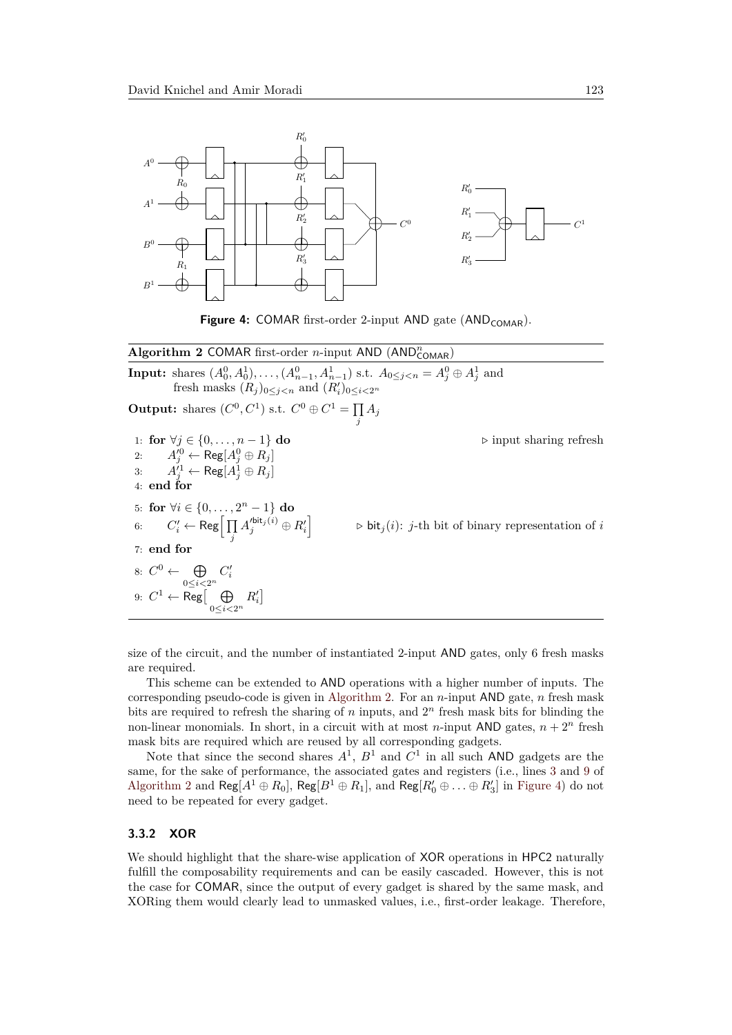**Figure 4:** COMAR first-order 2-input AND gate ($\mathsf{AND}_{\mathsf{COMAR}}$).

**Algorithm 2** COMAR first-order $n$-input AND ($\mathsf{AND}^n_{\mathsf{COMAR}}$)

**Input:** shares $(A^0_0, A^1_0), \ldots, (A^0_{n-1}, A^1_{n-1})$ s.t. $A_{0 \leq j < n} = A^0_j \oplus A^1_j$ and fresh masks $(R_j)_{0 \leq j < n}$ and $(R'_i)_{0 \leq i < 2^n}$

**Output:** shares $(C^0, C^1)$ s.t. $C^0 \oplus C^1 = \prod_j A_j$

```
1: for ∀j ∈ {0, ..., n−1} do                          ▷ input sharing refresh
2:     A'^0_j ← Reg[A^0_j ⊕ R_j]
3:     A'^1_j ← Reg[A^1_j ⊕ R_j]
4: end for
5: for ∀i ∈ {0, ..., 2^n − 1} do
6:     C'_i ← Reg[ ∏_j A'_j^{bit_j(i)} ⊕ R'_i ]        ▷ bit_j(i): j-th bit of binary representation of i
7: end for
8: C^0 ← ⊕_{0≤i<2^n} C'_i
9: C^1 ← Reg[ ⊕_{0≤i<2^n} R'_i ]
```

size of the circuit, and the number of instantiated 2-input AND gates, only 6 fresh masks are required.

This scheme can be extended to AND operations with a higher number of inputs. The corresponding pseudo-code is given in Algorithm 2. For an $n$-input AND gate, $n$ fresh mask bits are required to refresh the sharing of $n$ inputs, and $2^n$ fresh mask bits for blinding the non-linear monomials. In short, in a circuit with at most $n$-input AND gates, $n + 2^n$ fresh mask bits are required which are reused by all corresponding gadgets.

Note that since the second shares $A^1$, $B^1$ and $C^1$ in all such AND gadgets are the same, for the sake of performance, the associated gates and registers (i.e., lines 3 and 9 of Algorithm 2 and $\mathsf{Reg}[A^1 \oplus R_0]$, $\mathsf{Reg}[B^1 \oplus R_1]$, and $\mathsf{Reg}[R'_0 \oplus \ldots \oplus R'_3]$ in Figure 4) do not need to be repeated for every gadget.

### 3.3.2 XOR

We should highlight that the share-wise application of XOR operations in HPC2 naturally fulfill the composability requirements and can be easily cascaded. However, this is not the case for COMAR, since the output of every gadget is shared by the same mask, and XORing them would clearly lead to unmasked values, i.e., first-order leakage. Therefore,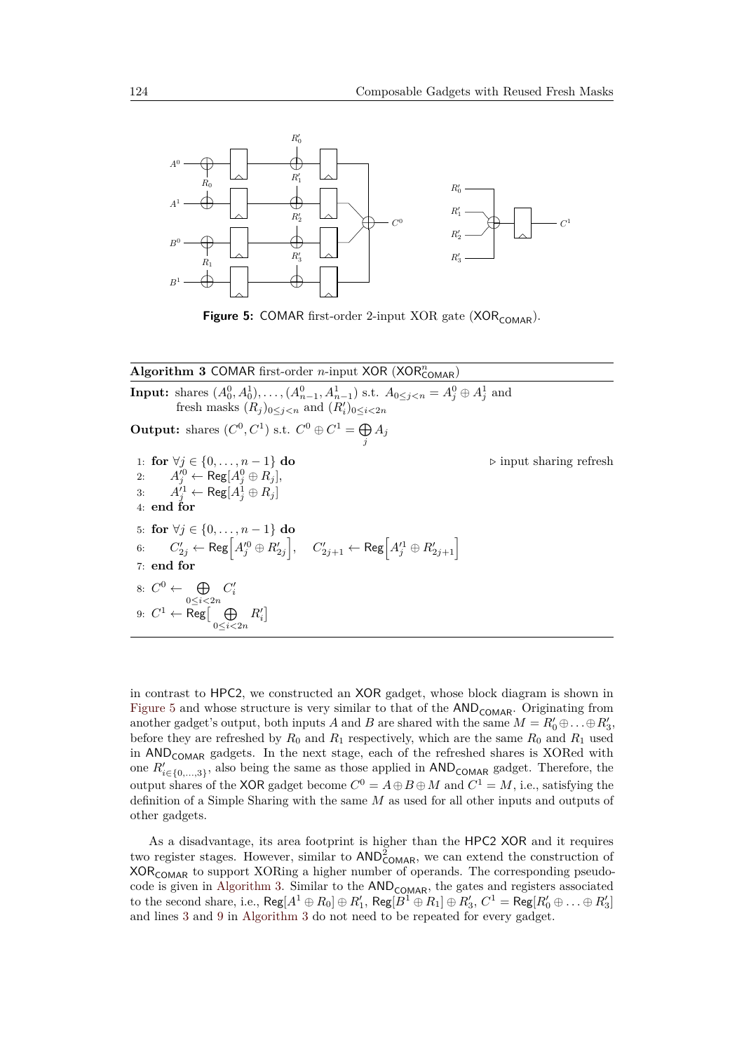**Figure 5:** COMAR first-order 2-input XOR gate ($\mathsf{XOR_{COMAR}}$).

---

**Algorithm 3** COMAR first-order $n$-input XOR ($\mathsf{XOR}^n_{\mathsf{COMAR}}$)

---

**Input:** shares $(A^0_0, A^1_0), \ldots, (A^0_{n-1}, A^1_{n-1})$ s.t. $A_{0 \le j < n} = A^0_j \oplus A^1_j$ and fresh masks $(R_j)_{0 \le j < n}$ and $(R'_i)_{0 \le i < 2n}$

**Output:** shares $(C^0, C^1)$ s.t. $C^0 \oplus C^1 = \bigoplus_j A_j$

```
1: for ∀j ∈ {0, ..., n−1} do                          ▷ input sharing refresh
2:     A'^0_j ← Reg[A^0_j ⊕ R_j],
3:     A'^1_j ← Reg[A^1_j ⊕ R_j]
4: end for
5: for ∀j ∈ {0, ..., n−1} do
6:     C'_{2j} ← Reg[A'^0_j ⊕ R'_{2j}],    C'_{2j+1} ← Reg[A'^1_j ⊕ R'_{2j+1}]
7: end for
8: C^0 ← ⊕_{0≤i<2n} C'_i
9: C^1 ← Reg[ ⊕_{0≤i<2n} R'_i ]
```

---

in contrast to HPC2, we constructed an XOR gadget, whose block diagram is shown in Figure 5 and whose structure is very similar to that of the $\mathsf{AND_{COMAR}}$. Originating from another gadget's output, both inputs $A$ and $B$ are shared with the same $M = R'_0 \oplus \ldots \oplus R'_3$, before they are refreshed by $R_0$ and $R_1$ respectively, which are the same $R_0$ and $R_1$ used in $\mathsf{AND_{COMAR}}$ gadgets. In the next stage, each of the refreshed shares is XORed with one $R'_{i \in \{0,\ldots,3\}}$, also being the same as those applied in $\mathsf{AND_{COMAR}}$ gadget. Therefore, the output shares of the XOR gadget become $C^0 = A \oplus B \oplus M$ and $C^1 = M$, i.e., satisfying the definition of a Simple Sharing with the same $M$ as used for all other inputs and outputs of other gadgets.

As a disadvantage, its area footprint is higher than the HPC2 XOR and it requires two register stages. However, similar to $\mathsf{AND}^2_{\mathsf{COMAR}}$, we can extend the construction of $\mathsf{XOR_{COMAR}}$ to support XORing a higher number of operands. The corresponding pseudo-code is given in Algorithm 3. Similar to the $\mathsf{AND_{COMAR}}$, the gates and registers associated to the second share, i.e., $\mathsf{Reg}[A^1 \oplus R_0] \oplus R'_1$, $\mathsf{Reg}[B^1 \oplus R_1] \oplus R'_3$, $C^1 = \mathsf{Reg}[R'_0 \oplus \ldots \oplus R'_3]$ and lines 3 and 9 in Algorithm 3 do not need to be repeated for every gadget.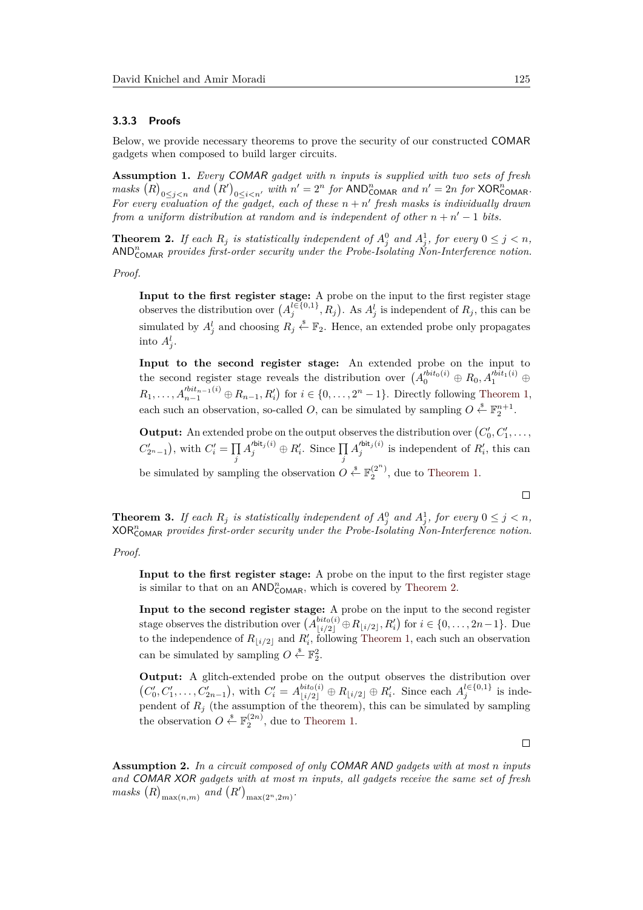### 3.3.3 Proofs

Below, we provide necessary theorems to prove the security of our constructed COMAR gadgets when composed to build larger circuits.

**Assumption 1.** *Every COMAR gadget with $n$ inputs is supplied with two sets of fresh masks $(R)_{0 \leq j < n}$ and $(R')_{0 \leq i < n'}$ with $n' = 2^n$ for $\mathsf{AND}^n_{\mathsf{COMAR}}$ and $n' = 2n$ for $\mathsf{XOR}^n_{\mathsf{COMAR}}$. For every evaluation of the gadget, each of these $n + n'$ fresh masks is individually drawn from a uniform distribution at random and is independent of other $n + n' - 1$ bits.*

**Theorem 2.** *If each $R_j$ is statistically independent of $A^0_j$ and $A^1_j$, for every $0 \leq j < n$, $\mathsf{AND}^n_{\mathsf{COMAR}}$ provides first-order security under the Probe-Isolating Non-Interference notion.*

*Proof.*

> **Input to the first register stage:** A probe on the input to the first register stage observes the distribution over $\left(A^{l \in \{0,1\}}_j, R_j\right)$. As $A^l_j$ is independent of $R_j$, this can be simulated by $A^l_j$ and choosing $R_j \xleftarrow{\$} \mathbb{F}_2$. Hence, an extended probe only propagates into $A^l_j$.
>
> **Input to the second register stage:** An extended probe on the input to the second register stage reveals the distribution over $\left(A'^{bit_0(i)}_0 \oplus R_0, A'^{bit_1(i)}_1 \oplus R_1, \ldots, A'^{bit_{n-1}(i)}_{n-1} \oplus R_{n-1}, R'_i\right)$ for $i \in \{0, \ldots, 2^n - 1\}$. Directly following Theorem 1, each such an observation, so-called $O$, can be simulated by sampling $O \xleftarrow{\$} \mathbb{F}_2^{n+1}$.
>
> **Output:** An extended probe on the output observes the distribution over $\left(C'_0, C'_1, \ldots, C'_{2^n-1}\right)$, with $C'_i = \prod\limits_j A'^{\mathsf{bit}_j(i)}_j \oplus R'_i$. Since $\prod\limits_j A'^{\mathsf{bit}_j(i)}_j$ is independent of $R'_i$, this can be simulated by sampling the observation $O \xleftarrow{\$} \mathbb{F}_2^{(2^n)}$, due to Theorem 1.

□

**Theorem 3.** *If each $R_j$ is statistically independent of $A^0_j$ and $A^1_j$, for every $0 \leq j < n$, $\mathsf{XOR}^n_{\mathsf{COMAR}}$ provides first-order security under the Probe-Isolating Non-Interference notion.*

*Proof.*

> **Input to the first register stage:** A probe on the input to the first register stage is similar to that on an $\mathsf{AND}^n_{\mathsf{COMAR}}$, which is covered by Theorem 2.
>
> **Input to the second register stage:** A probe on the input to the second register stage observes the distribution over $\left(A^{bit_0(i)}_{\lfloor i/2 \rfloor} \oplus R_{\lfloor i/2 \rfloor}, R'_i\right)$ for $i \in \{0, \ldots, 2n-1\}$. Due to the independence of $R_{\lfloor i/2 \rfloor}$ and $R'_i$, following Theorem 1, each such an observation can be simulated by sampling $O \xleftarrow{\$} \mathbb{F}_2^2$.
>
> **Output:** A glitch-extended probe on the output observes the distribution over $\left(C'_0, C'_1, \ldots, C'_{2n-1}\right)$, with $C'_i = A^{bit_0(i)}_{\lfloor i/2 \rfloor} \oplus R_{\lfloor i/2 \rfloor} \oplus R'_i$. Since each $A^{l \in \{0,1\}}_j$ is independent of $R_j$ (the assumption of the theorem), this can be simulated by sampling the observation $O \xleftarrow{\$} \mathbb{F}_2^{(2n)}$, due to Theorem 1.

□

**Assumption 2.** *In a circuit composed of only COMAR AND gadgets with at most $n$ inputs and COMAR XOR gadgets with at most $m$ inputs, all gadgets receive the same set of fresh masks $(R)_{\max(n,m)}$ and $(R')_{\max(2^n, 2m)}$.*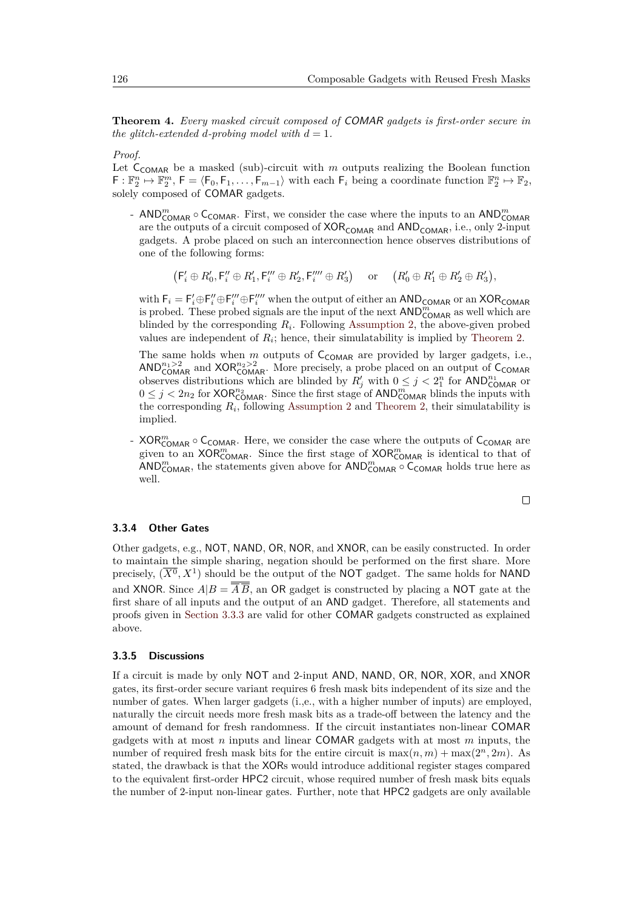**Theorem 4.** *Every masked circuit composed of COMAR gadgets is first-order secure in the glitch-extended d-probing model with $d = 1$.*

*Proof.*
Let $\mathsf{C}_{\mathsf{COMAR}}$ be a masked (sub)-circuit with $m$ outputs realizing the Boolean function $\mathsf{F} : \mathbb{F}_2^n \mapsto \mathbb{F}_2^m$, $\mathsf{F} = \langle \mathsf{F}_0, \mathsf{F}_1, \ldots, \mathsf{F}_{m-1} \rangle$ with each $\mathsf{F}_i$ being a coordinate function $\mathbb{F}_2^n \mapsto \mathbb{F}_2$, solely composed of COMAR gadgets.

- $\mathsf{AND}^m_{\mathsf{COMAR}} \circ \mathsf{C}_{\mathsf{COMAR}}$. First, we consider the case where the inputs to an $\mathsf{AND}^m_{\mathsf{COMAR}}$ are the outputs of a circuit composed of $\mathsf{XOR}_{\mathsf{COMAR}}$ and $\mathsf{AND}_{\mathsf{COMAR}}$, i.e., only 2-input gadgets. A probe placed on such an interconnection hence observes distributions of one of the following forms:

$$\left(\mathsf{F}'_i \oplus R'_0, \mathsf{F}''_i \oplus R'_1, \mathsf{F}'''_i \oplus R'_2, \mathsf{F}''''_i \oplus R'_3\right) \quad \text{or} \quad \left(R'_0 \oplus R'_1 \oplus R'_2 \oplus R'_3\right),$$

with $\mathsf{F}_i = \mathsf{F}'_i \oplus \mathsf{F}''_i \oplus \mathsf{F}'''_i \oplus \mathsf{F}''''_i$ when the output of either an $\mathsf{AND}_{\mathsf{COMAR}}$ or an $\mathsf{XOR}_{\mathsf{COMAR}}$ is probed. These probed signals are the input of the next $\mathsf{AND}^m_{\mathsf{COMAR}}$ as well which are blinded by the corresponding $R_i$. Following Assumption 2, the above-given probed values are independent of $R_i$; hence, their simulatability is implied by Theorem 2.

  The same holds when $m$ outputs of $\mathsf{C}_{\mathsf{COMAR}}$ are provided by larger gadgets, i.e., $\mathsf{AND}^{n_1>2}_{\mathsf{COMAR}}$ and $\mathsf{XOR}^{n_2>2}_{\mathsf{COMAR}}$. More precisely, a probe placed on an output of $\mathsf{C}_{\mathsf{COMAR}}$ observes distributions which are blinded by $R'_j$ with $0 \leq j < 2^n_1$ for $\mathsf{AND}^{n_1}_{\mathsf{COMAR}}$ or $0 \leq j < 2n_2$ for $\mathsf{XOR}^{n_2}_{\mathsf{COMAR}}$. Since the first stage of $\mathsf{AND}^m_{\mathsf{COMAR}}$ blinds the inputs with the corresponding $R_i$, following Assumption 2 and Theorem 2, their simulatability is implied.

- $\mathsf{XOR}^m_{\mathsf{COMAR}} \circ \mathsf{C}_{\mathsf{COMAR}}$. Here, we consider the case where the outputs of $\mathsf{C}_{\mathsf{COMAR}}$ are given to an $\mathsf{XOR}^m_{\mathsf{COMAR}}$. Since the first stage of $\mathsf{XOR}^m_{\mathsf{COMAR}}$ is identical to that of $\mathsf{AND}^m_{\mathsf{COMAR}}$, the statements given above for $\mathsf{AND}^m_{\mathsf{COMAR}} \circ \mathsf{C}_{\mathsf{COMAR}}$ holds true here as well.

□

### 3.3.4 Other Gates

Other gadgets, e.g., NOT, NAND, OR, NOR, and XNOR, can be easily constructed. In order to maintain the simple sharing, negation should be performed on the first share. More precisely, $(\overline{X^0}, X^1)$ should be the output of the NOT gadget. The same holds for NAND and XNOR. Since $A|B = \overline{\overline{A}\,\overline{B}}$, an OR gadget is constructed by placing a NOT gate at the first share of all inputs and the output of an AND gadget. Therefore, all statements and proofs given in Section 3.3.3 are valid for other COMAR gadgets constructed as explained above.

### 3.3.5 Discussions

If a circuit is made by only NOT and 2-input AND, NAND, OR, NOR, XOR, and XNOR gates, its first-order secure variant requires 6 fresh mask bits independent of its size and the number of gates. When larger gadgets (i.,e., with a higher number of inputs) are employed, naturally the circuit needs more fresh mask bits as a trade-off between the latency and the amount of demand for fresh randomness. If the circuit instantiates non-linear COMAR gadgets with at most $n$ inputs and linear COMAR gadgets with at most $m$ inputs, the number of required fresh mask bits for the entire circuit is $\max(n, m) + \max(2^n, 2m)$. As stated, the drawback is that the XORs would introduce additional register stages compared to the equivalent first-order HPC2 circuit, whose required number of fresh mask bits equals the number of 2-input non-linear gates. Further, note that HPC2 gadgets are only available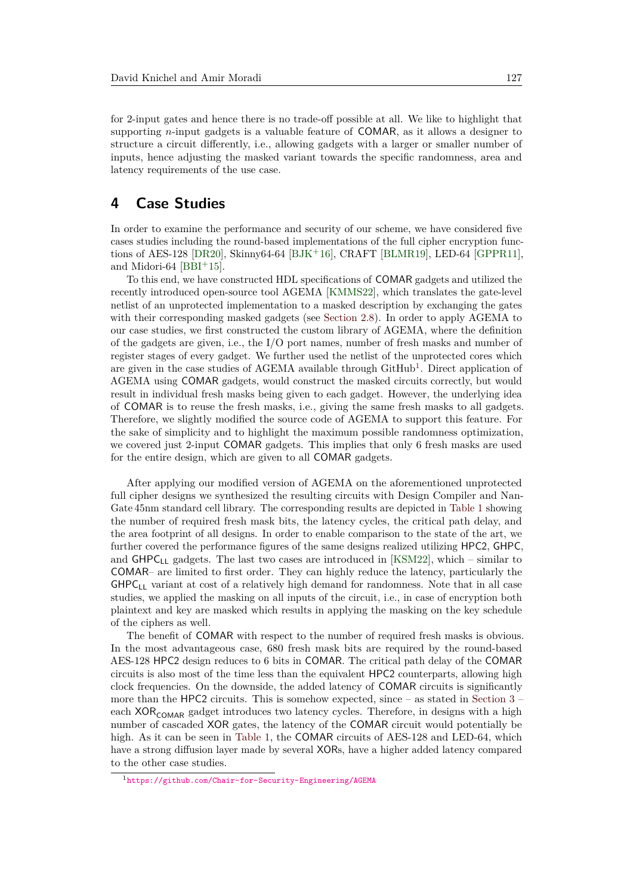for 2-input gates and hence there is no trade-off possible at all. We like to highlight that supporting $n$-input gadgets is a valuable feature of COMAR, as it allows a designer to structure a circuit differently, i.e., allowing gadgets with a larger or smaller number of inputs, hence adjusting the masked variant towards the specific randomness, area and latency requirements of the use case.

# 4 Case Studies

In order to examine the performance and security of our scheme, we have considered five cases studies including the round-based implementations of the full cipher encryption functions of AES-128 [DR20], Skinny64-64 [BJK+16], CRAFT [BLMR19], LED-64 [GPPR11], and Midori-64 [BBI+15].

To this end, we have constructed HDL specifications of COMAR gadgets and utilized the recently introduced open-source tool AGEMA [KMMS22], which translates the gate-level netlist of an unprotected implementation to a masked description by exchanging the gates with their corresponding masked gadgets (see Section 2.8). In order to apply AGEMA to our case studies, we first constructed the custom library of AGEMA, where the definition of the gadgets are given, i.e., the I/O port names, number of fresh masks and number of register stages of every gadget. We further used the netlist of the unprotected cores which are given in the case studies of AGEMA available through GitHub[1]. Direct application of AGEMA using COMAR gadgets, would construct the masked circuits correctly, but would result in individual fresh masks being given to each gadget. However, the underlying idea of COMAR is to reuse the fresh masks, i.e., giving the same fresh masks to all gadgets. Therefore, we slightly modified the source code of AGEMA to support this feature. For the sake of simplicity and to highlight the maximum possible randomness optimization, we covered just 2-input COMAR gadgets. This implies that only 6 fresh masks are used for the entire design, which are given to all COMAR gadgets.

After applying our modified version of AGEMA on the aforementioned unprotected full cipher designs we synthesized the resulting circuits with Design Compiler and NanGate 45nm standard cell library. The corresponding results are depicted in Table 1 showing the number of required fresh mask bits, the latency cycles, the critical path delay, and the area footprint of all designs. In order to enable comparison to the state of the art, we further covered the performance figures of the same designs realized utilizing HPC2, GHPC, and $\mathsf{GHPC}_{\mathsf{LL}}$ gadgets. The last two cases are introduced in [KSM22], which – similar to COMAR– are limited to first order. They can highly reduce the latency, particularly the $\mathsf{GHPC}_{\mathsf{LL}}$ variant at cost of a relatively high demand for randomness. Note that in all case studies, we applied the masking on all inputs of the circuit, i.e., in case of encryption both plaintext and key are masked which results in applying the masking on the key schedule of the ciphers as well.

The benefit of COMAR with respect to the number of required fresh masks is obvious. In the most advantageous case, 680 fresh mask bits are required by the round-based AES-128 HPC2 design reduces to 6 bits in COMAR. The critical path delay of the COMAR circuits is also most of the time less than the equivalent HPC2 counterparts, allowing high clock frequencies. On the downside, the added latency of COMAR circuits is significantly more than the HPC2 circuits. This is somehow expected, since – as stated in Section 3 – each $\mathsf{XOR}_{\mathsf{COMAR}}$ gadget introduces two latency cycles. Therefore, in designs with a high number of cascaded XOR gates, the latency of the COMAR circuit would potentially be high. As it can be seen in Table 1, the COMAR circuits of AES-128 and LED-64, which have a strong diffusion layer made by several XORs, have a higher added latency compared to the other case studies.

[1] https://github.com/Chair-for-Security-Engineering/AGEMA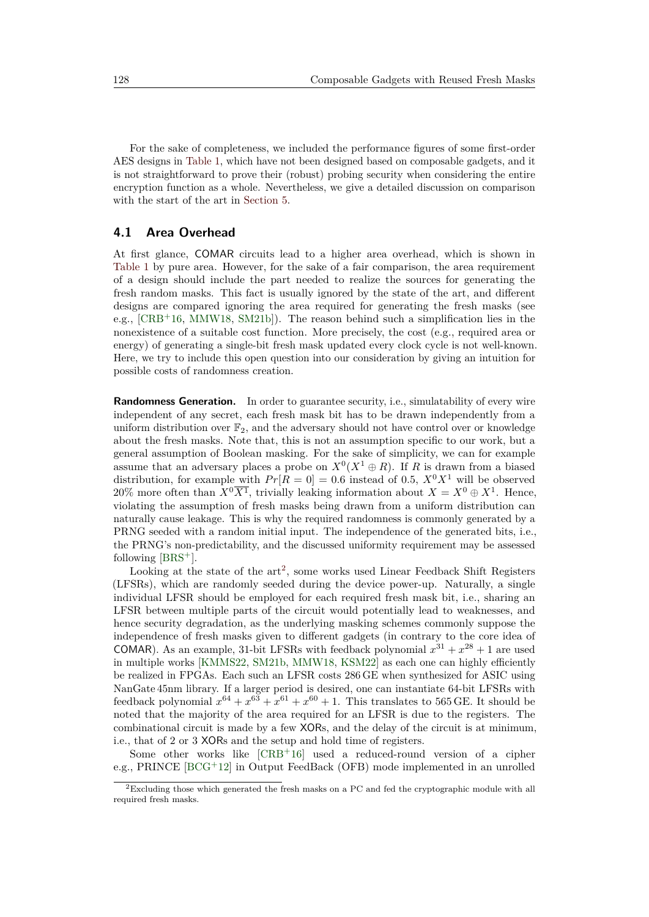For the sake of completeness, we included the performance figures of some first-order AES designs in Table 1, which have not been designed based on composable gadgets, and it is not straightforward to prove their (robust) probing security when considering the entire encryption function as a whole. Nevertheless, we give a detailed discussion on comparison with the start of the art in Section 5.

## 4.1 Area Overhead

At first glance, COMAR circuits lead to a higher area overhead, which is shown in Table 1 by pure area. However, for the sake of a fair comparison, the area requirement of a design should include the part needed to realize the sources for generating the fresh random masks. This fact is usually ignored by the state of the art, and different designs are compared ignoring the area required for generating the fresh masks (see e.g., [CRB+16, MMW18, SM21b]). The reason behind such a simplification lies in the nonexistence of a suitable cost function. More precisely, the cost (e.g., required area or energy) of generating a single-bit fresh mask updated every clock cycle is not well-known. Here, we try to include this open question into our consideration by giving an intuition for possible costs of randomness creation.

**Randomness Generation.** In order to guarantee security, i.e., simulatability of every wire independent of any secret, each fresh mask bit has to be drawn independently from a uniform distribution over $\mathbb{F}_2$, and the adversary should not have control over or knowledge about the fresh masks. Note that, this is not an assumption specific to our work, but a general assumption of Boolean masking. For the sake of simplicity, we can for example assume that an adversary places a probe on $X^0(X^1 \oplus R)$. If $R$ is drawn from a biased distribution, for example with $Pr[R = 0] = 0.6$ instead of 0.5, $X^0X^1$ will be observed 20% more often than $X^0\overline{X^1}$, trivially leaking information about $X = X^0 \oplus X^1$. Hence, violating the assumption of fresh masks being drawn from a uniform distribution can naturally cause leakage. This is why the required randomness is commonly generated by a PRNG seeded with a random initial input. The independence of the generated bits, i.e., the PRNG's non-predictability, and the discussed uniformity requirement may be assessed following [BRS+].

Looking at the state of the art[2], some works used Linear Feedback Shift Registers (LFSRs), which are randomly seeded during the device power-up. Naturally, a single individual LFSR should be employed for each required fresh mask bit, i.e., sharing an LFSR between multiple parts of the circuit would potentially lead to weaknesses, and hence security degradation, as the underlying masking schemes commonly suppose the independence of fresh masks given to different gadgets (in contrary to the core idea of COMAR). As an example, 31-bit LFSRs with feedback polynomial $x^{31} + x^{28} + 1$ are used in multiple works [KMMS22, SM21b, MMW18, KSM22] as each one can highly efficiently be realized in FPGAs. Each such an LFSR costs 286 GE when synthesized for ASIC using NanGate 45nm library. If a larger period is desired, one can instantiate 64-bit LFSRs with feedback polynomial $x^{64} + x^{63} + x^{61} + x^{60} + 1$. This translates to 565 GE. It should be noted that the majority of the area required for an LFSR is due to the registers. The combinational circuit is made by a few XORs, and the delay of the circuit is at minimum, i.e., that of 2 or 3 XORs and the setup and hold time of registers.

Some other works like [CRB+16] used a reduced-round version of a cipher e.g., PRINCE [BCG+12] in Output FeedBack (OFB) mode implemented in an unrolled

[2]Excluding those which generated the fresh masks on a PC and fed the cryptographic module with all required fresh masks.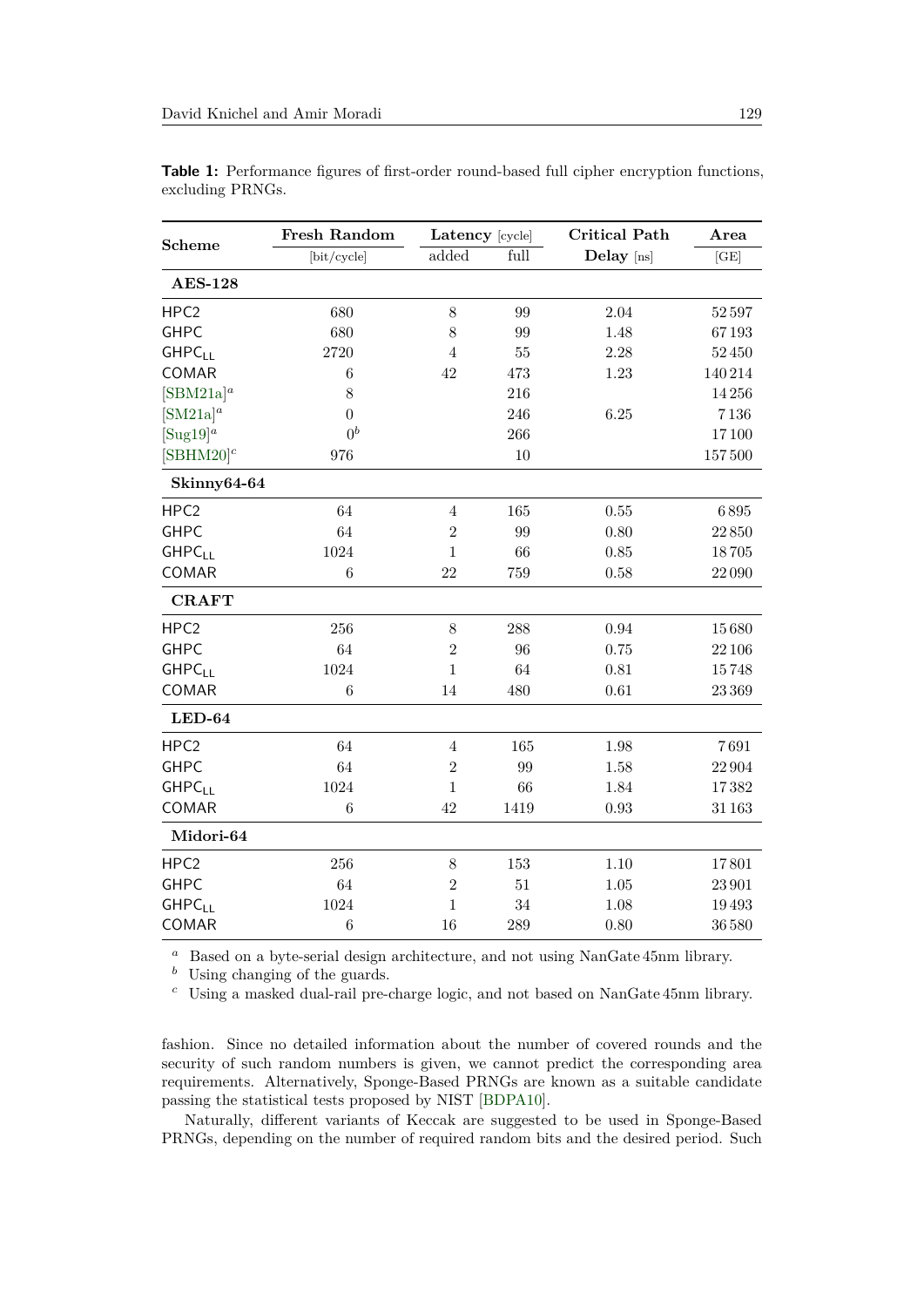**Table 1:** Performance figures of first-order round-based full cipher encryption functions, excluding PRNGs.

| Scheme | Fresh Random [bit/cycle] | Latency [cycle] added | Latency [cycle] full | Critical Path Delay [ns] | Area [GE] |
|---|---|---|---|---|---|
| **AES-128** | | | | | |
| HPC2 | 680 | 8 | 99 | 2.04 | 52 597 |
| GHPC | 680 | 8 | 99 | 1.48 | 67 193 |
| $\mathsf{GHPC_{LL}}$ | 2720 | 4 | 55 | 2.28 | 52 450 |
| COMAR | 6 | 42 | 473 | 1.23 | 140 214 |
| [SBM21a][a] | 8 | | 216 | | 14 256 |
| [SM21a][a] | 0 | | 246 | 6.25 | 7136 |
| [Sug19][a] | 0[b] | | 266 | | 17 100 |
| [SBHM20][c] | 976 | | 10 | | 157 500 |
| **Skinny64-64** | | | | | |
| HPC2 | 64 | 4 | 165 | 0.55 | 6895 |
| GHPC | 64 | 2 | 99 | 0.80 | 22 850 |
| $\mathsf{GHPC_{LL}}$ | 1024 | 1 | 66 | 0.85 | 18 705 |
| COMAR | 6 | 22 | 759 | 0.58 | 22 090 |
| **CRAFT** | | | | | |
| HPC2 | 256 | 8 | 288 | 0.94 | 15 680 |
| GHPC | 64 | 2 | 96 | 0.75 | 22 106 |
| $\mathsf{GHPC_{LL}}$ | 1024 | 1 | 64 | 0.81 | 15 748 |
| COMAR | 6 | 14 | 480 | 0.61 | 23 369 |
| **LED-64** | | | | | |
| HPC2 | 64 | 4 | 165 | 1.98 | 7691 |
| GHPC | 64 | 2 | 99 | 1.58 | 22 904 |
| $\mathsf{GHPC_{LL}}$ | 1024 | 1 | 66 | 1.84 | 17 382 |
| COMAR | 6 | 42 | 1419 | 0.93 | 31 163 |
| **Midori-64** | | | | | |
| HPC2 | 256 | 8 | 153 | 1.10 | 17 801 |
| GHPC | 64 | 2 | 51 | 1.05 | 23 901 |
| $\mathsf{GHPC_{LL}}$ | 1024 | 1 | 34 | 1.08 | 19 493 |
| COMAR | 6 | 16 | 289 | 0.80 | 36 580 |

[a] Based on a byte-serial design architecture, and not using NanGate 45nm library.
[b] Using changing of the guards.
[c] Using a masked dual-rail pre-charge logic, and not based on NanGate 45nm library.

fashion. Since no detailed information about the number of covered rounds and the security of such random numbers is given, we cannot predict the corresponding area requirements. Alternatively, Sponge-Based PRNGs are known as a suitable candidate passing the statistical tests proposed by NIST [BDPA10].

Naturally, different variants of Keccak are suggested to be used in Sponge-Based PRNGs, depending on the number of required random bits and the desired period. Such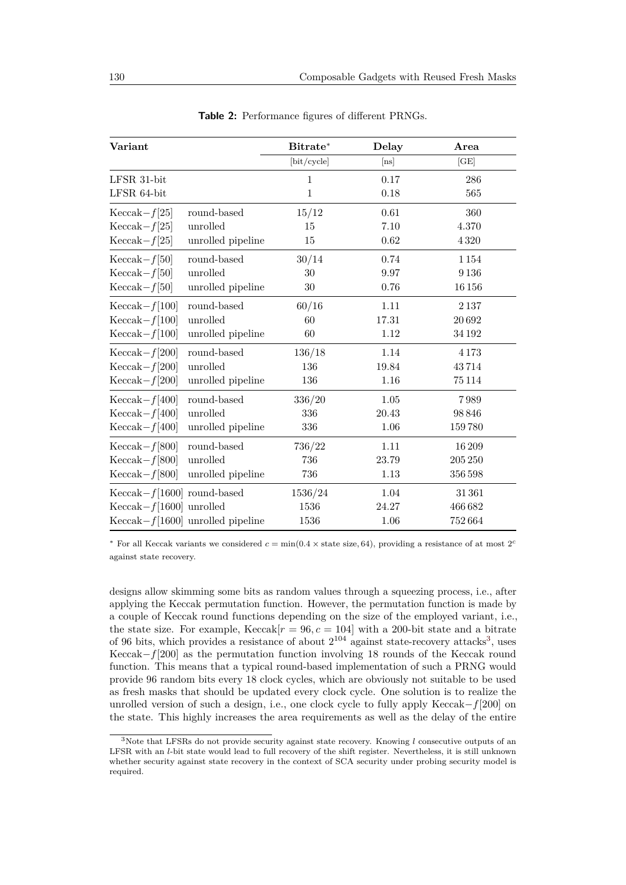**Table 2:** Performance figures of different PRNGs.

| Variant | | Bitrate* | Delay | Area |
|---|---|---|---|---|
| | | [bit/cycle] | [ns] | [GE] |
| LFSR 31-bit | | 1 | 0.17 | 286 |
| LFSR 64-bit | | 1 | 0.18 | 565 |
| Keccak$-f$[25] | round-based | 15/12 | 0.61 | 360 |
| Keccak$-f$[25] | unrolled | 15 | 7.10 | 4.370 |
| Keccak$-f$[25] | unrolled pipeline | 15 | 0.62 | 4 320 |
| Keccak$-f$[50] | round-based | 30/14 | 0.74 | 1 154 |
| Keccak$-f$[50] | unrolled | 30 | 9.97 | 9 136 |
| Keccak$-f$[50] | unrolled pipeline | 30 | 0.76 | 16 156 |
| Keccak$-f$[100] | round-based | 60/16 | 1.11 | 2 137 |
| Keccak$-f$[100] | unrolled | 60 | 17.31 | 20 692 |
| Keccak$-f$[100] | unrolled pipeline | 60 | 1.12 | 34 192 |
| Keccak$-f$[200] | round-based | 136/18 | 1.14 | 4 173 |
| Keccak$-f$[200] | unrolled | 136 | 19.84 | 43 714 |
| Keccak$-f$[200] | unrolled pipeline | 136 | 1.16 | 75 114 |
| Keccak$-f$[400] | round-based | 336/20 | 1.05 | 7 989 |
| Keccak$-f$[400] | unrolled | 336 | 20.43 | 98 846 |
| Keccak$-f$[400] | unrolled pipeline | 336 | 1.06 | 159 780 |
| Keccak$-f$[800] | round-based | 736/22 | 1.11 | 16 209 |
| Keccak$-f$[800] | unrolled | 736 | 23.79 | 205 250 |
| Keccak$-f$[800] | unrolled pipeline | 736 | 1.13 | 356 598 |
| Keccak$-f$[1600] | round-based | 1536/24 | 1.04 | 31 361 |
| Keccak$-f$[1600] | unrolled | 1536 | 24.27 | 466 682 |
| Keccak$-f$[1600] | unrolled pipeline | 1536 | 1.06 | 752 664 |

\* For all Keccak variants we considered $c = \min(0.4 \times \text{state size}, 64)$, providing a resistance of at most $2^c$ against state recovery.

designs allow skimming some bits as random values through a squeezing process, i.e., after applying the Keccak permutation function. However, the permutation function is made by a couple of Keccak round functions depending on the size of the employed variant, i.e., the state size. For example, Keccak$[r = 96, c = 104]$ with a 200-bit state and a bitrate of 96 bits, which provides a resistance of about $2^{104}$ against state-recovery attacks[3], uses Keccak$-f$[200] as the permutation function involving 18 rounds of the Keccak round function. This means that a typical round-based implementation of such a PRNG would provide 96 random bits every 18 clock cycles, which are obviously not suitable to be used as fresh masks that should be updated every clock cycle. One solution is to realize the unrolled version of such a design, i.e., one clock cycle to fully apply Keccak$-f$[200] on the state. This highly increases the area requirements as well as the delay of the entire

[3] Note that LFSRs do not provide security against state recovery. Knowing $l$ consecutive outputs of an LFSR with an $l$-bit state would lead to full recovery of the shift register. Nevertheless, it is still unknown whether security against state recovery in the context of SCA security under probing security model is required.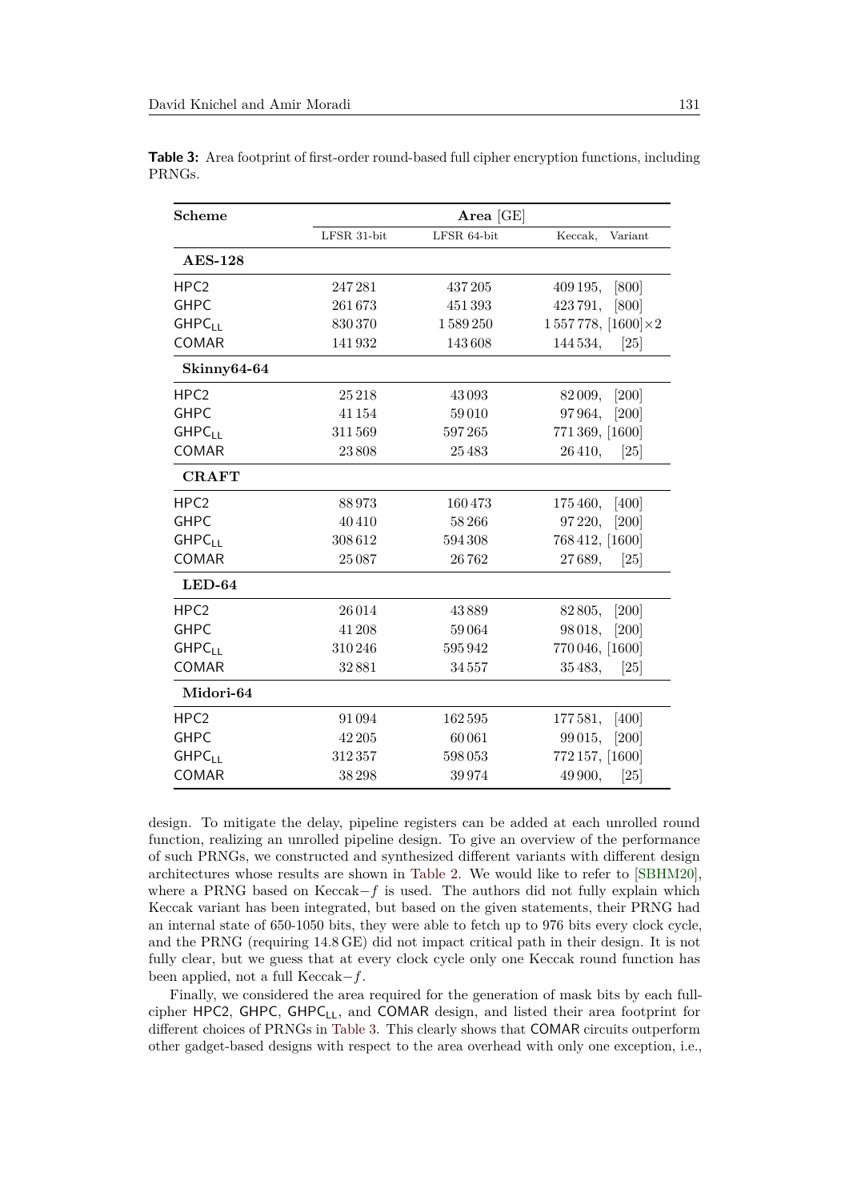**Table 3:** Area footprint of first-order round-based full cipher encryption functions, including PRNGs.

| Scheme | Area [GE] | | |
|---|---|---|---|
| | LFSR 31-bit | LFSR 64-bit | Keccak, Variant |
| **AES-128** | | | |
| HPC2 | 247 281 | 437 205 | 409 195, [800] |
| GHPC | 261 673 | 451 393 | 423 791, [800] |
| $\mathsf{GHPC_{LL}}$ | 830 370 | 1 589 250 | 1 557 778, [1600]×2 |
| COMAR | 141 932 | 143 608 | 144 534, [25] |
| **Skinny64-64** | | | |
| HPC2 | 25 218 | 43 093 | 82 009, [200] |
| GHPC | 41 154 | 59 010 | 97 964, [200] |
| $\mathsf{GHPC_{LL}}$ | 311 569 | 597 265 | 771 369, [1600] |
| COMAR | 23 808 | 25 483 | 26 410, [25] |
| **CRAFT** | | | |
| HPC2 | 88 973 | 160 473 | 175 460, [400] |
| GHPC | 40 410 | 58 266 | 97 220, [200] |
| $\mathsf{GHPC_{LL}}$ | 308 612 | 594 308 | 768 412, [1600] |
| COMAR | 25 087 | 26 762 | 27 689, [25] |
| **LED-64** | | | |
| HPC2 | 26 014 | 43 889 | 82 805, [200] |
| GHPC | 41 208 | 59 064 | 98 018, [200] |
| $\mathsf{GHPC_{LL}}$ | 310 246 | 595 942 | 770 046, [1600] |
| COMAR | 32 881 | 34 557 | 35 483, [25] |
| **Midori-64** | | | |
| HPC2 | 91 094 | 162 595 | 177 581, [400] |
| GHPC | 42 205 | 60 061 | 99 015, [200] |
| $\mathsf{GHPC_{LL}}$ | 312 357 | 598 053 | 772 157, [1600] |
| COMAR | 38 298 | 39 974 | 49 900, [25] |

design. To mitigate the delay, pipeline registers can be added at each unrolled round function, realizing an unrolled pipeline design. To give an overview of the performance of such PRNGs, we constructed and synthesized different variants with different design architectures whose results are shown in Table 2. We would like to refer to [SBHM20], where a PRNG based on Keccak$-f$ is used. The authors did not fully explain which Keccak variant has been integrated, but based on the given statements, their PRNG had an internal state of 650-1050 bits, they were able to fetch up to 976 bits every clock cycle, and the PRNG (requiring 14.8 GE) did not impact critical path in their design. It is not fully clear, but we guess that at every clock cycle only one Keccak round function has been applied, not a full Keccak$-f$.

Finally, we considered the area required for the generation of mask bits by each full-cipher HPC2, GHPC, $\mathsf{GHPC_{LL}}$, and COMAR design, and listed their area footprint for different choices of PRNGs in Table 3. This clearly shows that COMAR circuits outperform other gadget-based designs with respect to the area overhead with only one exception, i.e.,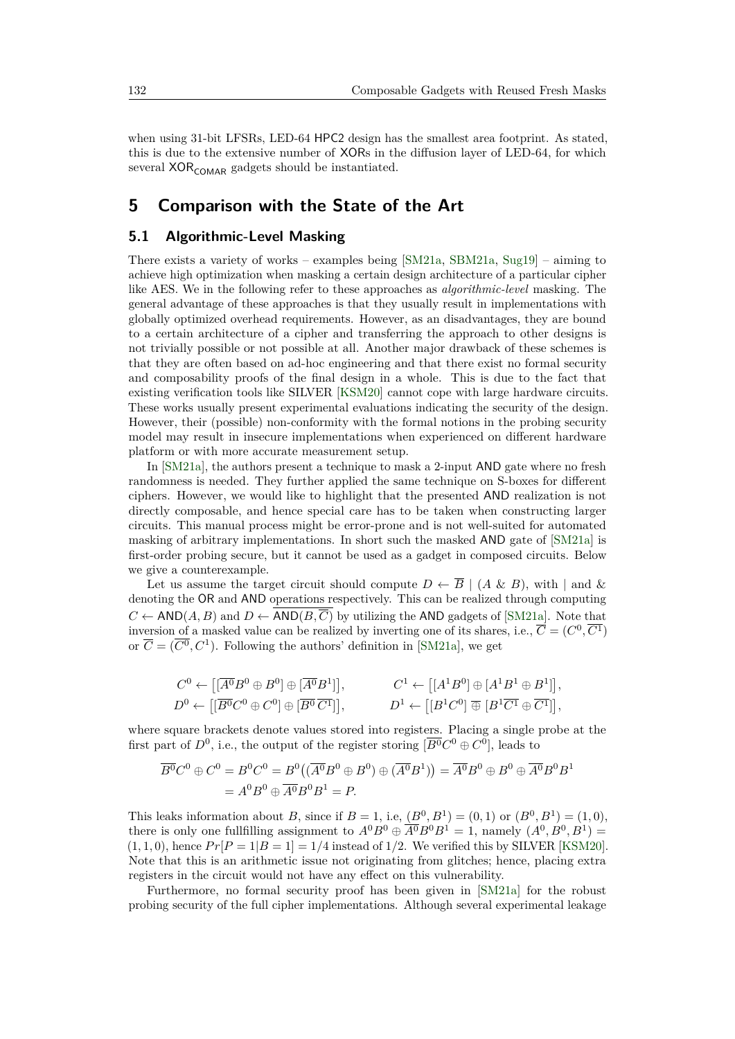when using 31-bit LFSRs, LED-64 HPC2 design has the smallest area footprint. As stated, this is due to the extensive number of XORs in the diffusion layer of LED-64, for which several $\mathsf{XOR}_{\mathsf{COMAR}}$ gadgets should be instantiated.

## 5 Comparison with the State of the Art

### 5.1 Algorithmic-Level Masking

There exists a variety of works – examples being [SM21a, SBM21a, Sug19] – aiming to achieve high optimization when masking a certain design architecture of a particular cipher like AES. We in the following refer to these approaches as *algorithmic-level* masking. The general advantage of these approaches is that they usually result in implementations with globally optimized overhead requirements. However, as an disadvantages, they are bound to a certain architecture of a cipher and transferring the approach to other designs is not trivially possible or not possible at all. Another major drawback of these schemes is that they are often based on ad-hoc engineering and that there exist no formal security and composability proofs of the final design in a whole. This is due to the fact that existing verification tools like SILVER [KSM20] cannot cope with large hardware circuits. These works usually present experimental evaluations indicating the security of the design. However, their (possible) non-conformity with the formal notions in the probing security model may result in insecure implementations when experienced on different hardware platform or with more accurate measurement setup.

In [SM21a], the authors present a technique to mask a 2-input AND gate where no fresh randomness is needed. They further applied the same technique on S-boxes for different ciphers. However, we would like to highlight that the presented AND realization is not directly composable, and hence special care has to be taken when constructing larger circuits. This manual process might be error-prone and is not well-suited for automated masking of arbitrary implementations. In short such the masked AND gate of [SM21a] is first-order probing secure, but it cannot be used as a gadget in composed circuits. Below we give a counterexample.

Let us assume the target circuit should compute $D \leftarrow \overline{B} \mid (A \ \& \ B)$, with | and & denoting the OR and AND operations respectively. This can be realized through computing $C \leftarrow \mathsf{AND}(A, B)$ and $D \leftarrow \overline{\mathsf{AND}(B, \overline{C})}$ by utilizing the AND gadgets of [SM21a]. Note that inversion of a masked value can be realized by inverting one of its shares, i.e., $\overline{C} = (C^0, \overline{C^1})$ or $\overline{C} = (\overline{C^0}, C^1)$. Following the authors' definition in [SM21a], we get

$$C^0 \leftarrow \left[[\overline{A^0}B^0 \oplus B^0] \oplus [\overline{A^0}B^1]\right], \qquad C^1 \leftarrow \left[[A^1B^0] \oplus [A^1B^1 \oplus B^1]\right],$$

$$D^0 \leftarrow \left[[\overline{B^0}C^0 \oplus C^0] \oplus [\overline{B^0}\,\overline{C^1}]\right], \qquad D^1 \leftarrow \left[[B^1C^0] \mathbin{\overline{\oplus}} [B^1\overline{C^1} \oplus \overline{C^1}]\right],$$

where square brackets denote values stored into registers. Placing a single probe at the first part of $D^0$, i.e., the output of the register storing $[\overline{B^0}C^0 \oplus C^0]$, leads to

$$\begin{aligned}\overline{B^0}C^0 \oplus C^0 &= B^0C^0 = B^0\big((\overline{A^0}B^0 \oplus B^0) \oplus (\overline{A^0}B^1)\big) = \overline{A^0}B^0 \oplus B^0 \oplus \overline{A^0}B^0B^1 \\ &= A^0B^0 \oplus \overline{A^0}B^0B^1 = P.\end{aligned}$$

This leaks information about $B$, since if $B = 1$, i.e, $(B^0, B^1) = (0, 1)$ or $(B^0, B^1) = (1, 0)$, there is only one fullfilling assignment to $A^0B^0 \oplus \overline{A^0}B^0B^1 = 1$, namely $(A^0, B^0, B^1) = (1, 1, 0)$, hence $Pr[P = 1|B = 1] = 1/4$ instead of $1/2$. We verified this by SILVER [KSM20]. Note that this is an arithmetic issue not originating from glitches; hence, placing extra registers in the circuit would not have any effect on this vulnerability.

Furthermore, no formal security proof has been given in [SM21a] for the robust probing security of the full cipher implementations. Although several experimental leakage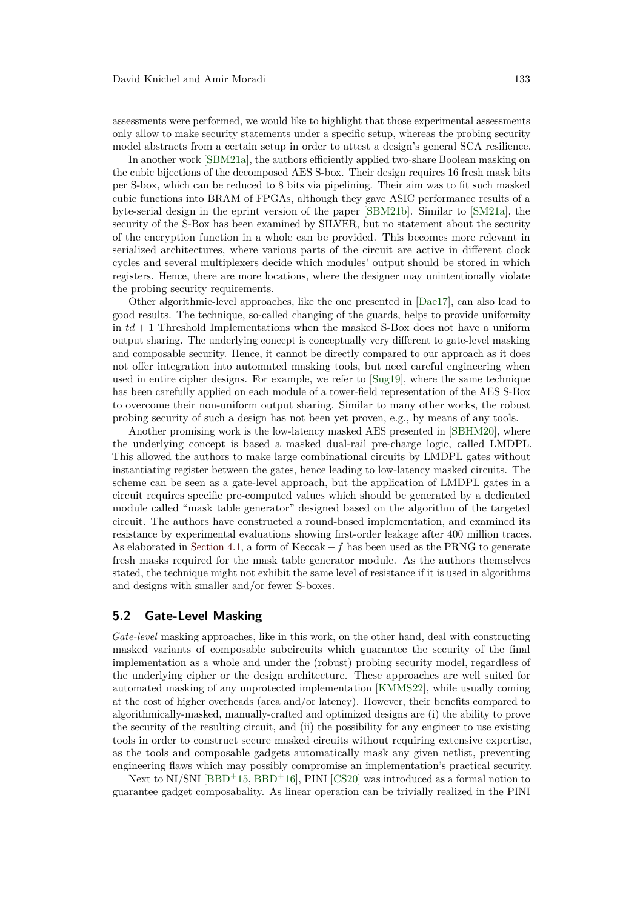assessments were performed, we would like to highlight that those experimental assessments only allow to make security statements under a specific setup, whereas the probing security model abstracts from a certain setup in order to attest a design's general SCA resilience.

In another work [SBM21a], the authors efficiently applied two-share Boolean masking on the cubic bijections of the decomposed AES S-box. Their design requires 16 fresh mask bits per S-box, which can be reduced to 8 bits via pipelining. Their aim was to fit such masked cubic functions into BRAM of FPGAs, although they gave ASIC performance results of a byte-serial design in the eprint version of the paper [SBM21b]. Similar to [SM21a], the security of the S-Box has been examined by SILVER, but no statement about the security of the encryption function in a whole can be provided. This becomes more relevant in serialized architectures, where various parts of the circuit are active in different clock cycles and several multiplexers decide which modules' output should be stored in which registers. Hence, there are more locations, where the designer may unintentionally violate the probing security requirements.

Other algorithmic-level approaches, like the one presented in [Dae17], can also lead to good results. The technique, so-called changing of the guards, helps to provide uniformity in $td + 1$ Threshold Implementations when the masked S-Box does not have a uniform output sharing. The underlying concept is conceptually very different to gate-level masking and composable security. Hence, it cannot be directly compared to our approach as it does not offer integration into automated masking tools, but need careful engineering when used in entire cipher designs. For example, we refer to [Sug19], where the same technique has been carefully applied on each module of a tower-field representation of the AES S-Box to overcome their non-uniform output sharing. Similar to many other works, the robust probing security of such a design has not been yet proven, e.g., by means of any tools.

Another promising work is the low-latency masked AES presented in [SBHM20], where the underlying concept is based a masked dual-rail pre-charge logic, called LMDPL. This allowed the authors to make large combinational circuits by LMDPL gates without instantiating register between the gates, hence leading to low-latency masked circuits. The scheme can be seen as a gate-level approach, but the application of LMDPL gates in a circuit requires specific pre-computed values which should be generated by a dedicated module called "mask table generator" designed based on the algorithm of the targeted circuit. The authors have constructed a round-based implementation, and examined its resistance by experimental evaluations showing first-order leakage after 400 million traces. As elaborated in Section 4.1, a form of $\text{Keccak} - f$ has been used as the PRNG to generate fresh masks required for the mask table generator module. As the authors themselves stated, the technique might not exhibit the same level of resistance if it is used in algorithms and designs with smaller and/or fewer S-boxes.

## 5.2 Gate-Level Masking

*Gate-level* masking approaches, like in this work, on the other hand, deal with constructing masked variants of composable subcircuits which guarantee the security of the final implementation as a whole and under the (robust) probing security model, regardless of the underlying cipher or the design architecture. These approaches are well suited for automated masking of any unprotected implementation [KMMS22], while usually coming at the cost of higher overheads (area and/or latency). However, their benefits compared to algorithmically-masked, manually-crafted and optimized designs are (i) the ability to prove the security of the resulting circuit, and (ii) the possibility for any engineer to use existing tools in order to construct secure masked circuits without requiring extensive expertise, as the tools and composable gadgets automatically mask any given netlist, preventing engineering flaws which may possibly compromise an implementation's practical security.

Next to NI/SNI [BBD+15, BBD+16], PINI [CS20] was introduced as a formal notion to guarantee gadget composabality. As linear operation can be trivially realized in the PINI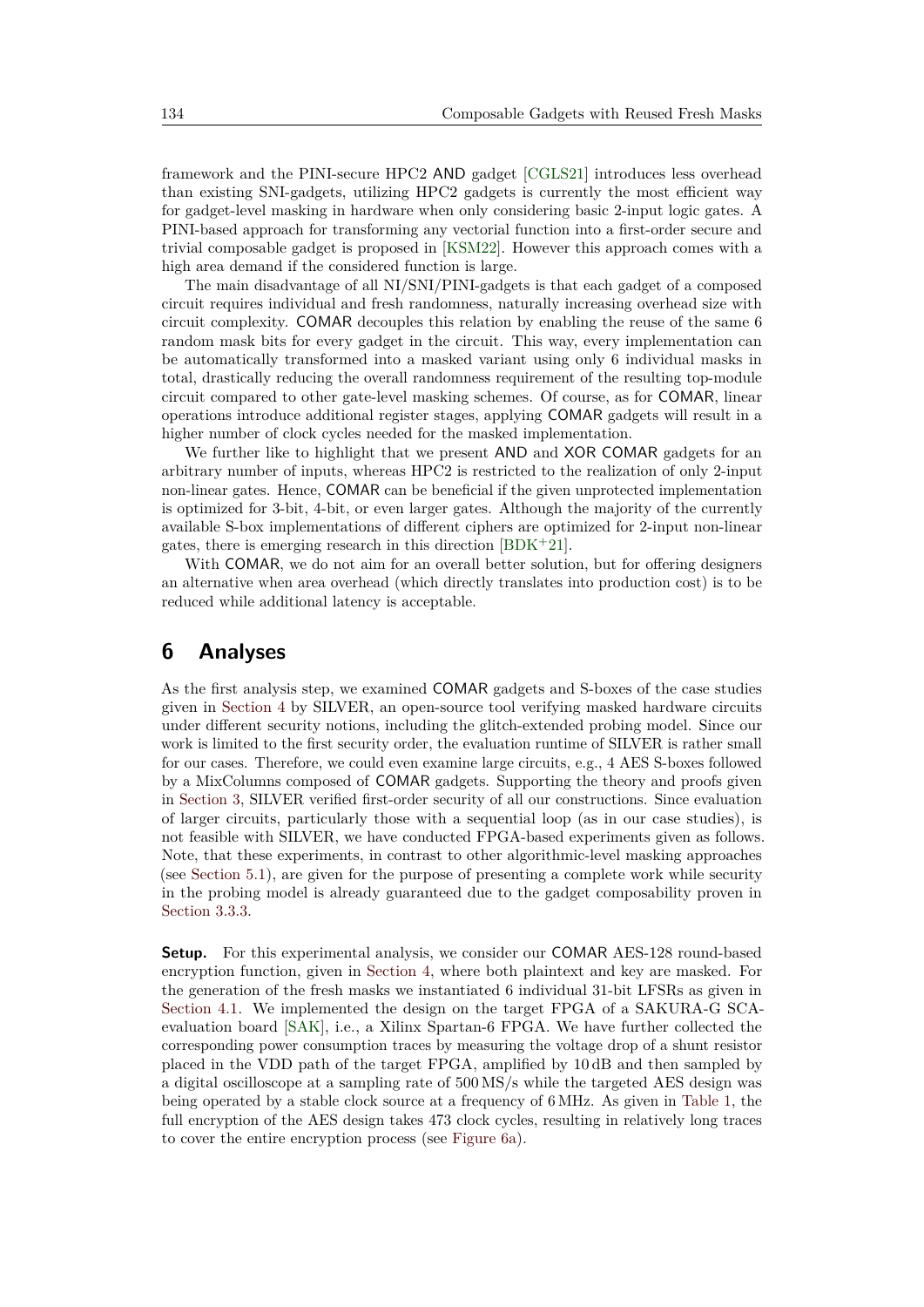framework and the PINI-secure HPC2 AND gadget [CGLS21] introduces less overhead than existing SNI-gadgets, utilizing HPC2 gadgets is currently the most efficient way for gadget-level masking in hardware when only considering basic 2-input logic gates. A PINI-based approach for transforming any vectorial function into a first-order secure and trivial composable gadget is proposed in [KSM22]. However this approach comes with a high area demand if the considered function is large.

The main disadvantage of all NI/SNI/PINI-gadgets is that each gadget of a composed circuit requires individual and fresh randomness, naturally increasing overhead size with circuit complexity. COMAR decouples this relation by enabling the reuse of the same 6 random mask bits for every gadget in the circuit. This way, every implementation can be automatically transformed into a masked variant using only 6 individual masks in total, drastically reducing the overall randomness requirement of the resulting top-module circuit compared to other gate-level masking schemes. Of course, as for COMAR, linear operations introduce additional register stages, applying COMAR gadgets will result in a higher number of clock cycles needed for the masked implementation.

We further like to highlight that we present AND and XOR COMAR gadgets for an arbitrary number of inputs, whereas HPC2 is restricted to the realization of only 2-input non-linear gates. Hence, COMAR can be beneficial if the given unprotected implementation is optimized for 3-bit, 4-bit, or even larger gates. Although the majority of the currently available S-box implementations of different ciphers are optimized for 2-input non-linear gates, there is emerging research in this direction [BDK+21].

With COMAR, we do not aim for an overall better solution, but for offering designers an alternative when area overhead (which directly translates into production cost) is to be reduced while additional latency is acceptable.

# 6 Analyses

As the first analysis step, we examined COMAR gadgets and S-boxes of the case studies given in Section 4 by SILVER, an open-source tool verifying masked hardware circuits under different security notions, including the glitch-extended probing model. Since our work is limited to the first security order, the evaluation runtime of SILVER is rather small for our cases. Therefore, we could even examine large circuits, e.g., 4 AES S-boxes followed by a MixColumns composed of COMAR gadgets. Supporting the theory and proofs given in Section 3, SILVER verified first-order security of all our constructions. Since evaluation of larger circuits, particularly those with a sequential loop (as in our case studies), is not feasible with SILVER, we have conducted FPGA-based experiments given as follows. Note, that these experiments, in contrast to other algorithmic-level masking approaches (see Section 5.1), are given for the purpose of presenting a complete work while security in the probing model is already guaranteed due to the gadget composability proven in Section 3.3.3.

**Setup.** For this experimental analysis, we consider our COMAR AES-128 round-based encryption function, given in Section 4, where both plaintext and key are masked. For the generation of the fresh masks we instantiated 6 individual 31-bit LFSRs as given in Section 4.1. We implemented the design on the target FPGA of a SAKURA-G SCA-evaluation board [SAK], i.e., a Xilinx Spartan-6 FPGA. We have further collected the corresponding power consumption traces by measuring the voltage drop of a shunt resistor placed in the VDD path of the target FPGA, amplified by 10 dB and then sampled by a digital oscilloscope at a sampling rate of 500 MS/s while the targeted AES design was being operated by a stable clock source at a frequency of 6 MHz. As given in Table 1, the full encryption of the AES design takes 473 clock cycles, resulting in relatively long traces to cover the entire encryption process (see Figure 6a).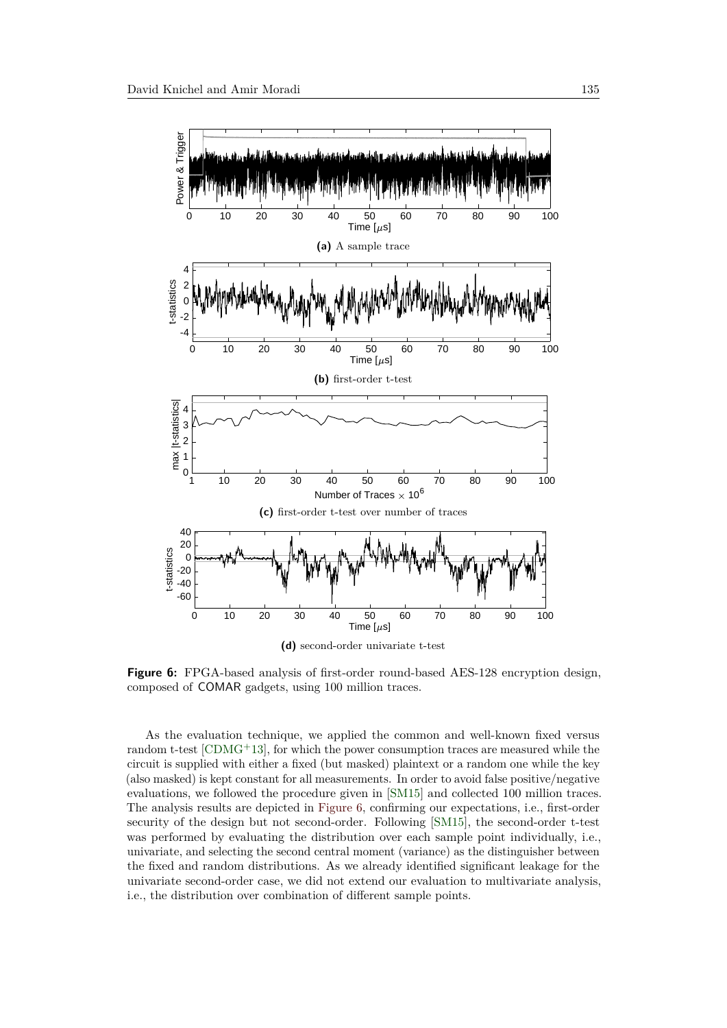**(a)** A sample trace

**(b)** first-order t-test

**(c)** first-order t-test over number of traces

**(d)** second-order univariate t-test

**Figure 6:** FPGA-based analysis of first-order round-based AES-128 encryption design, composed of COMAR gadgets, using 100 million traces.

As the evaluation technique, we applied the common and well-known fixed versus random t-test [CDMG+13], for which the power consumption traces are measured while the circuit is supplied with either a fixed (but masked) plaintext or a random one while the key (also masked) is kept constant for all measurements. In order to avoid false positive/negative evaluations, we followed the procedure given in [SM15] and collected 100 million traces. The analysis results are depicted in Figure 6, confirming our expectations, i.e., first-order security of the design but not second-order. Following [SM15], the second-order t-test was performed by evaluating the distribution over each sample point individually, i.e., univariate, and selecting the second central moment (variance) as the distinguisher between the fixed and random distributions. As we already identified significant leakage for the univariate second-order case, we did not extend our evaluation to multivariate analysis, i.e., the distribution over combination of different sample points.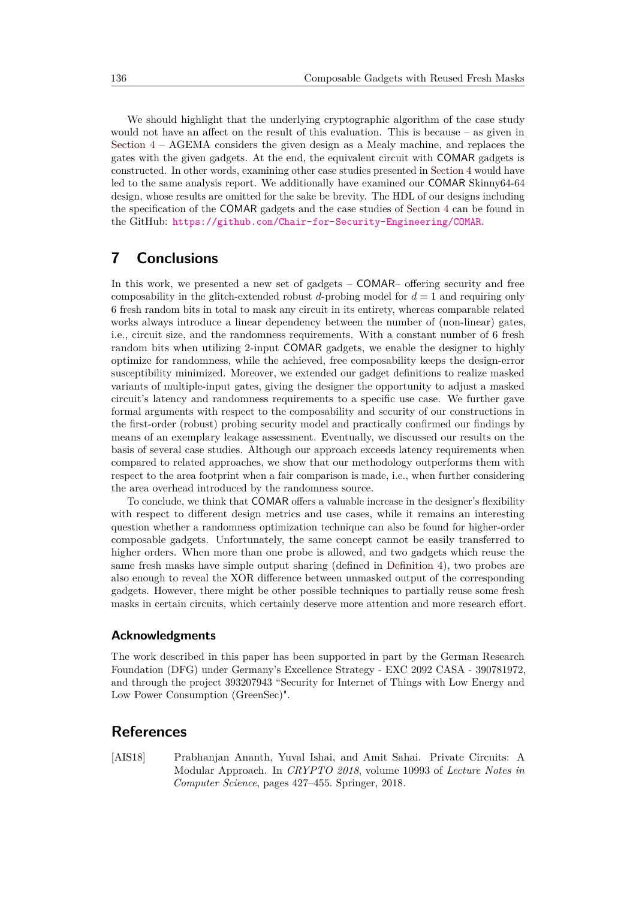We should highlight that the underlying cryptographic algorithm of the case study would not have an affect on the result of this evaluation. This is because – as given in Section 4 – AGEMA considers the given design as a Mealy machine, and replaces the gates with the given gadgets. At the end, the equivalent circuit with COMAR gadgets is constructed. In other words, examining other case studies presented in Section 4 would have led to the same analysis report. We additionally have examined our COMAR Skinny64-64 design, whose results are omitted for the sake be brevity. The HDL of our designs including the specification of the COMAR gadgets and the case studies of Section 4 can be found in the GitHub: https://github.com/Chair-for-Security-Engineering/COMAR.

## 7 Conclusions

In this work, we presented a new set of gadgets – COMAR– offering security and free composability in the glitch-extended robust $d$-probing model for $d = 1$ and requiring only 6 fresh random bits in total to mask any circuit in its entirety, whereas comparable related works always introduce a linear dependency between the number of (non-linear) gates, i.e., circuit size, and the randomness requirements. With a constant number of 6 fresh random bits when utilizing 2-input COMAR gadgets, we enable the designer to highly optimize for randomness, while the achieved, free composability keeps the design-error susceptibility minimized. Moreover, we extended our gadget definitions to realize masked variants of multiple-input gates, giving the designer the opportunity to adjust a masked circuit's latency and randomness requirements to a specific use case. We further gave formal arguments with respect to the composability and security of our constructions in the first-order (robust) probing security model and practically confirmed our findings by means of an exemplary leakage assessment. Eventually, we discussed our results on the basis of several case studies. Although our approach exceeds latency requirements when compared to related approaches, we show that our methodology outperforms them with respect to the area footprint when a fair comparison is made, i.e., when further considering the area overhead introduced by the randomness source.

To conclude, we think that COMAR offers a valuable increase in the designer's flexibility with respect to different design metrics and use cases, while it remains an interesting question whether a randomness optimization technique can also be found for higher-order composable gadgets. Unfortunately, the same concept cannot be easily transferred to higher orders. When more than one probe is allowed, and two gadgets which reuse the same fresh masks have simple output sharing (defined in Definition 4), two probes are also enough to reveal the XOR difference between unmasked output of the corresponding gadgets. However, there might be other possible techniques to partially reuse some fresh masks in certain circuits, which certainly deserve more attention and more research effort.

### Acknowledgments

The work described in this paper has been supported in part by the German Research Foundation (DFG) under Germany's Excellence Strategy - EXC 2092 CASA - 390781972, and through the project 393207943 "Security for Internet of Things with Low Energy and Low Power Consumption (GreenSec)".

## References

[AIS18] Prabhanjan Ananth, Yuval Ishai, and Amit Sahai. Private Circuits: A Modular Approach. In *CRYPTO 2018*, volume 10993 of *Lecture Notes in Computer Science*, pages 427–455. Springer, 2018.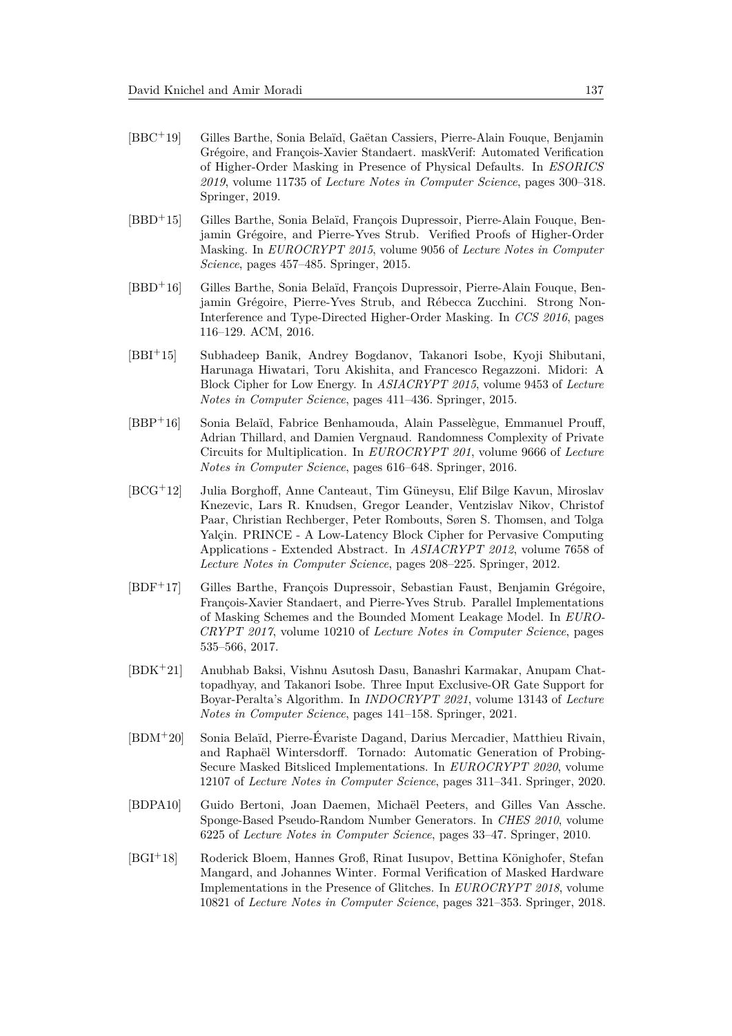[BBC+19] Gilles Barthe, Sonia Belaïd, Gaëtan Cassiers, Pierre-Alain Fouque, Benjamin Grégoire, and François-Xavier Standaert. maskVerif: Automated Verification of Higher-Order Masking in Presence of Physical Defaults. In *ESORICS 2019*, volume 11735 of *Lecture Notes in Computer Science*, pages 300–318. Springer, 2019.

[BBD+15] Gilles Barthe, Sonia Belaïd, François Dupressoir, Pierre-Alain Fouque, Benjamin Grégoire, and Pierre-Yves Strub. Verified Proofs of Higher-Order Masking. In *EUROCRYPT 2015*, volume 9056 of *Lecture Notes in Computer Science*, pages 457–485. Springer, 2015.

[BBD+16] Gilles Barthe, Sonia Belaïd, François Dupressoir, Pierre-Alain Fouque, Benjamin Grégoire, Pierre-Yves Strub, and Rébecca Zucchini. Strong Non-Interference and Type-Directed Higher-Order Masking. In *CCS 2016*, pages 116–129. ACM, 2016.

[BBI+15] Subhadeep Banik, Andrey Bogdanov, Takanori Isobe, Kyoji Shibutani, Harunaga Hiwatari, Toru Akishita, and Francesco Regazzoni. Midori: A Block Cipher for Low Energy. In *ASIACRYPT 2015*, volume 9453 of *Lecture Notes in Computer Science*, pages 411–436. Springer, 2015.

[BBP+16] Sonia Belaïd, Fabrice Benhamouda, Alain Passelègue, Emmanuel Prouff, Adrian Thillard, and Damien Vergnaud. Randomness Complexity of Private Circuits for Multiplication. In *EUROCRYPT 201*, volume 9666 of *Lecture Notes in Computer Science*, pages 616–648. Springer, 2016.

[BCG+12] Julia Borghoff, Anne Canteaut, Tim Güneysu, Elif Bilge Kavun, Miroslav Knezevic, Lars R. Knudsen, Gregor Leander, Ventzislav Nikov, Christof Paar, Christian Rechberger, Peter Rombouts, Søren S. Thomsen, and Tolga Yalçin. PRINCE - A Low-Latency Block Cipher for Pervasive Computing Applications - Extended Abstract. In *ASIACRYPT 2012*, volume 7658 of *Lecture Notes in Computer Science*, pages 208–225. Springer, 2012.

[BDF+17] Gilles Barthe, François Dupressoir, Sebastian Faust, Benjamin Grégoire, François-Xavier Standaert, and Pierre-Yves Strub. Parallel Implementations of Masking Schemes and the Bounded Moment Leakage Model. In *EUROCRYPT 2017*, volume 10210 of *Lecture Notes in Computer Science*, pages 535–566, 2017.

[BDK+21] Anubhab Baksi, Vishnu Asutosh Dasu, Banashri Karmakar, Anupam Chattopadhyay, and Takanori Isobe. Three Input Exclusive-OR Gate Support for Boyar-Peralta's Algorithm. In *INDOCRYPT 2021*, volume 13143 of *Lecture Notes in Computer Science*, pages 141–158. Springer, 2021.

[BDM+20] Sonia Belaïd, Pierre-Évariste Dagand, Darius Mercadier, Matthieu Rivain, and Raphaël Wintersdorff. Tornado: Automatic Generation of Probing-Secure Masked Bitsliced Implementations. In *EUROCRYPT 2020*, volume 12107 of *Lecture Notes in Computer Science*, pages 311–341. Springer, 2020.

[BDPA10] Guido Bertoni, Joan Daemen, Michaël Peeters, and Gilles Van Assche. Sponge-Based Pseudo-Random Number Generators. In *CHES 2010*, volume 6225 of *Lecture Notes in Computer Science*, pages 33–47. Springer, 2010.

[BGI+18] Roderick Bloem, Hannes Groß, Rinat Iusupov, Bettina Könighofer, Stefan Mangard, and Johannes Winter. Formal Verification of Masked Hardware Implementations in the Presence of Glitches. In *EUROCRYPT 2018*, volume 10821 of *Lecture Notes in Computer Science*, pages 321–353. Springer, 2018.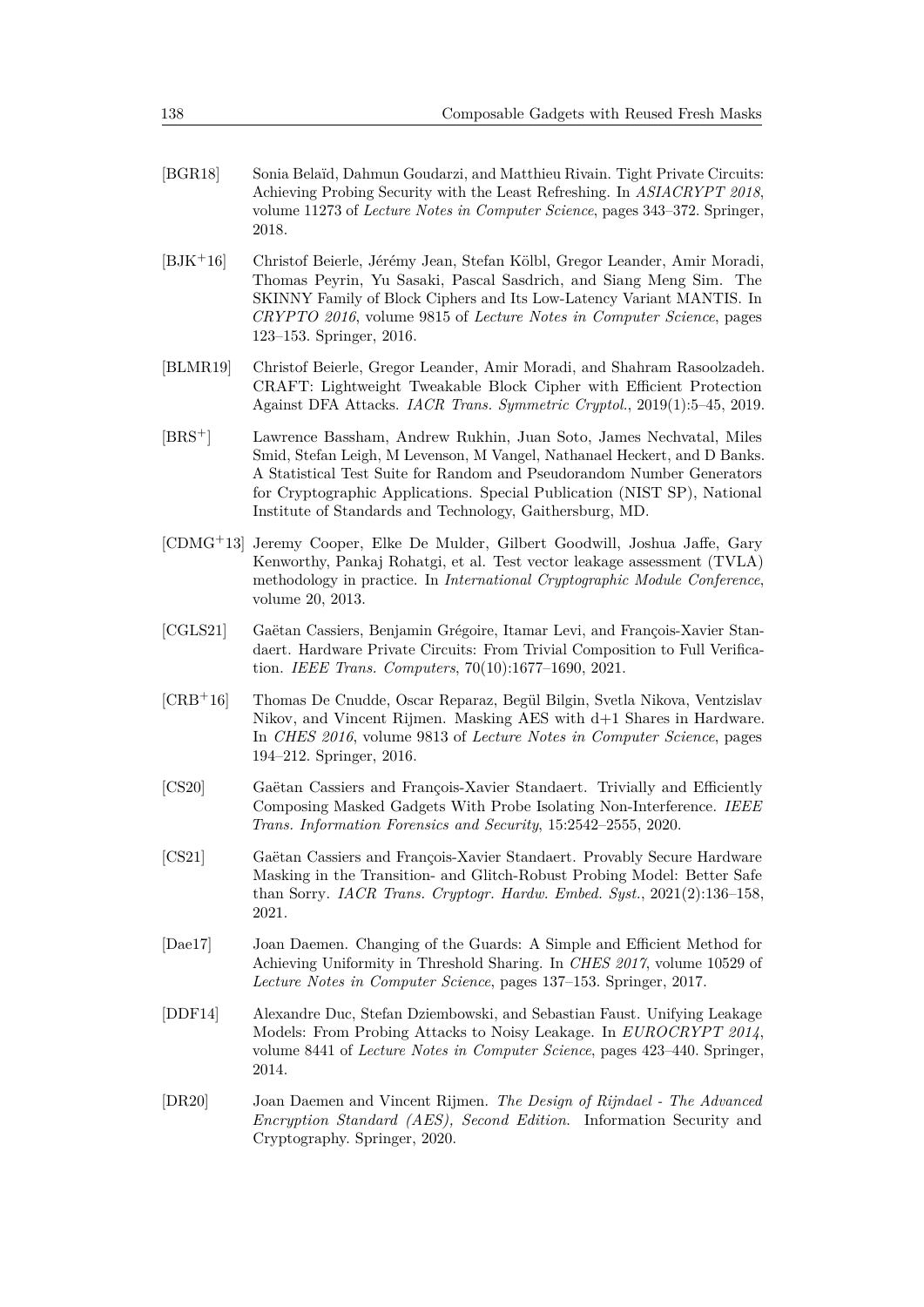[BGR18] Sonia Belaïd, Dahmun Goudarzi, and Matthieu Rivain. Tight Private Circuits: Achieving Probing Security with the Least Refreshing. In *ASIACRYPT 2018*, volume 11273 of *Lecture Notes in Computer Science*, pages 343–372. Springer, 2018.

[BJK+16] Christof Beierle, Jérémy Jean, Stefan Kölbl, Gregor Leander, Amir Moradi, Thomas Peyrin, Yu Sasaki, Pascal Sasdrich, and Siang Meng Sim. The SKINNY Family of Block Ciphers and Its Low-Latency Variant MANTIS. In *CRYPTO 2016*, volume 9815 of *Lecture Notes in Computer Science*, pages 123–153. Springer, 2016.

[BLMR19] Christof Beierle, Gregor Leander, Amir Moradi, and Shahram Rasoolzadeh. CRAFT: Lightweight Tweakable Block Cipher with Efficient Protection Against DFA Attacks. *IACR Trans. Symmetric Cryptol.*, 2019(1):5–45, 2019.

[BRS+] Lawrence Bassham, Andrew Rukhin, Juan Soto, James Nechvatal, Miles Smid, Stefan Leigh, M Levenson, M Vangel, Nathanael Heckert, and D Banks. A Statistical Test Suite for Random and Pseudorandom Number Generators for Cryptographic Applications. Special Publication (NIST SP), National Institute of Standards and Technology, Gaithersburg, MD.

[CDMG+13] Jeremy Cooper, Elke De Mulder, Gilbert Goodwill, Joshua Jaffe, Gary Kenworthy, Pankaj Rohatgi, et al. Test vector leakage assessment (TVLA) methodology in practice. In *International Cryptographic Module Conference*, volume 20, 2013.

[CGLS21] Gaëtan Cassiers, Benjamin Grégoire, Itamar Levi, and François-Xavier Standaert. Hardware Private Circuits: From Trivial Composition to Full Verification. *IEEE Trans. Computers*, 70(10):1677–1690, 2021.

[CRB+16] Thomas De Cnudde, Oscar Reparaz, Begül Bilgin, Svetla Nikova, Ventzislav Nikov, and Vincent Rijmen. Masking AES with d+1 Shares in Hardware. In *CHES 2016*, volume 9813 of *Lecture Notes in Computer Science*, pages 194–212. Springer, 2016.

[CS20] Gaëtan Cassiers and François-Xavier Standaert. Trivially and Efficiently Composing Masked Gadgets With Probe Isolating Non-Interference. *IEEE Trans. Information Forensics and Security*, 15:2542–2555, 2020.

[CS21] Gaëtan Cassiers and François-Xavier Standaert. Provably Secure Hardware Masking in the Transition- and Glitch-Robust Probing Model: Better Safe than Sorry. *IACR Trans. Cryptogr. Hardw. Embed. Syst.*, 2021(2):136–158, 2021.

[Dae17] Joan Daemen. Changing of the Guards: A Simple and Efficient Method for Achieving Uniformity in Threshold Sharing. In *CHES 2017*, volume 10529 of *Lecture Notes in Computer Science*, pages 137–153. Springer, 2017.

[DDF14] Alexandre Duc, Stefan Dziembowski, and Sebastian Faust. Unifying Leakage Models: From Probing Attacks to Noisy Leakage. In *EUROCRYPT 2014*, volume 8441 of *Lecture Notes in Computer Science*, pages 423–440. Springer, 2014.

[DR20] Joan Daemen and Vincent Rijmen. *The Design of Rijndael - The Advanced Encryption Standard (AES), Second Edition.* Information Security and Cryptography. Springer, 2020.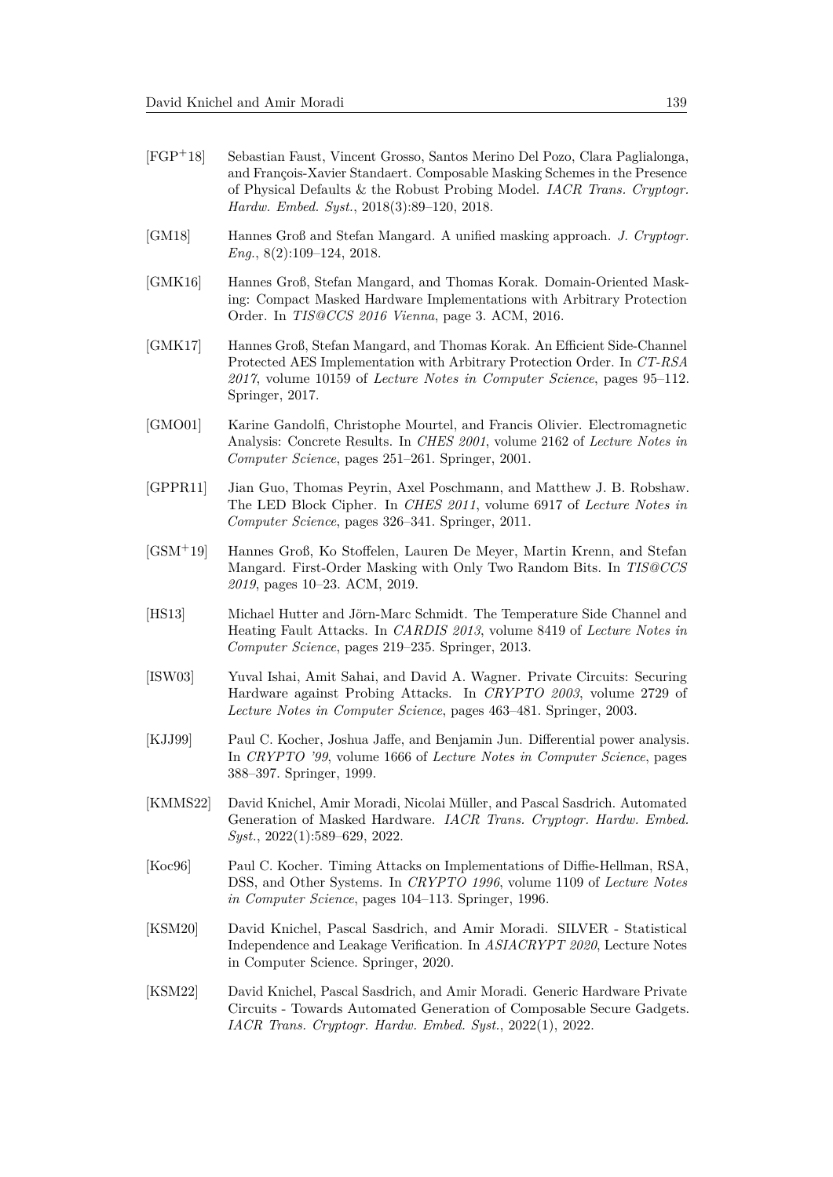[FGP+18] Sebastian Faust, Vincent Grosso, Santos Merino Del Pozo, Clara Paglialonga, and François-Xavier Standaert. Composable Masking Schemes in the Presence of Physical Defaults & the Robust Probing Model. *IACR Trans. Cryptogr. Hardw. Embed. Syst.*, 2018(3):89–120, 2018.

[GM18] Hannes Groß and Stefan Mangard. A unified masking approach. *J. Cryptogr. Eng.*, 8(2):109–124, 2018.

[GMK16] Hannes Groß, Stefan Mangard, and Thomas Korak. Domain-Oriented Masking: Compact Masked Hardware Implementations with Arbitrary Protection Order. In *TIS@CCS 2016 Vienna*, page 3. ACM, 2016.

[GMK17] Hannes Groß, Stefan Mangard, and Thomas Korak. An Efficient Side-Channel Protected AES Implementation with Arbitrary Protection Order. In *CT-RSA 2017*, volume 10159 of *Lecture Notes in Computer Science*, pages 95–112. Springer, 2017.

[GMO01] Karine Gandolfi, Christophe Mourtel, and Francis Olivier. Electromagnetic Analysis: Concrete Results. In *CHES 2001*, volume 2162 of *Lecture Notes in Computer Science*, pages 251–261. Springer, 2001.

[GPPR11] Jian Guo, Thomas Peyrin, Axel Poschmann, and Matthew J. B. Robshaw. The LED Block Cipher. In *CHES 2011*, volume 6917 of *Lecture Notes in Computer Science*, pages 326–341. Springer, 2011.

[GSM+19] Hannes Groß, Ko Stoffelen, Lauren De Meyer, Martin Krenn, and Stefan Mangard. First-Order Masking with Only Two Random Bits. In *TIS@CCS 2019*, pages 10–23. ACM, 2019.

[HS13] Michael Hutter and Jörn-Marc Schmidt. The Temperature Side Channel and Heating Fault Attacks. In *CARDIS 2013*, volume 8419 of *Lecture Notes in Computer Science*, pages 219–235. Springer, 2013.

[ISW03] Yuval Ishai, Amit Sahai, and David A. Wagner. Private Circuits: Securing Hardware against Probing Attacks. In *CRYPTO 2003*, volume 2729 of *Lecture Notes in Computer Science*, pages 463–481. Springer, 2003.

[KJJ99] Paul C. Kocher, Joshua Jaffe, and Benjamin Jun. Differential power analysis. In *CRYPTO '99*, volume 1666 of *Lecture Notes in Computer Science*, pages 388–397. Springer, 1999.

[KMMS22] David Knichel, Amir Moradi, Nicolai Müller, and Pascal Sasdrich. Automated Generation of Masked Hardware. *IACR Trans. Cryptogr. Hardw. Embed. Syst.*, 2022(1):589–629, 2022.

[Koc96] Paul C. Kocher. Timing Attacks on Implementations of Diffie-Hellman, RSA, DSS, and Other Systems. In *CRYPTO 1996*, volume 1109 of *Lecture Notes in Computer Science*, pages 104–113. Springer, 1996.

[KSM20] David Knichel, Pascal Sasdrich, and Amir Moradi. SILVER - Statistical Independence and Leakage Verification. In *ASIACRYPT 2020*, Lecture Notes in Computer Science. Springer, 2020.

[KSM22] David Knichel, Pascal Sasdrich, and Amir Moradi. Generic Hardware Private Circuits - Towards Automated Generation of Composable Secure Gadgets. *IACR Trans. Cryptogr. Hardw. Embed. Syst.*, 2022(1), 2022.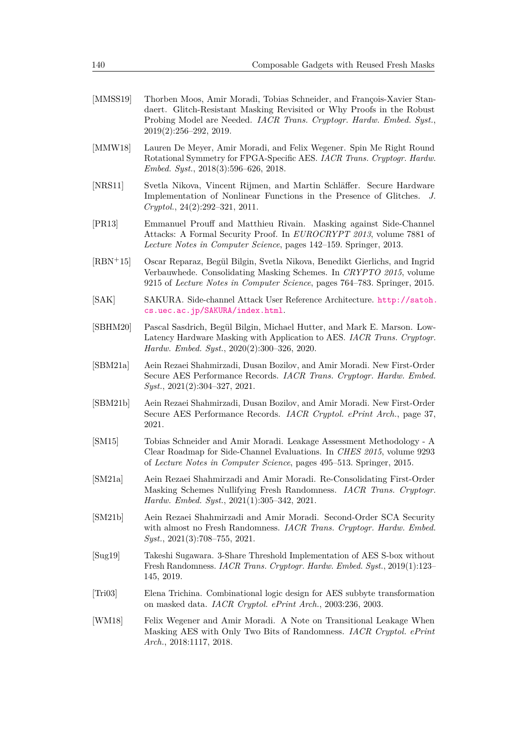[MMSS19] Thorben Moos, Amir Moradi, Tobias Schneider, and François-Xavier Standaert. Glitch-Resistant Masking Revisited or Why Proofs in the Robust Probing Model are Needed. *IACR Trans. Cryptogr. Hardw. Embed. Syst.*, 2019(2):256–292, 2019.

[MMW18] Lauren De Meyer, Amir Moradi, and Felix Wegener. Spin Me Right Round Rotational Symmetry for FPGA-Specific AES. *IACR Trans. Cryptogr. Hardw. Embed. Syst.*, 2018(3):596–626, 2018.

[NRS11] Svetla Nikova, Vincent Rijmen, and Martin Schläffer. Secure Hardware Implementation of Nonlinear Functions in the Presence of Glitches. *J. Cryptol.*, 24(2):292–321, 2011.

[PR13] Emmanuel Prouff and Matthieu Rivain. Masking against Side-Channel Attacks: A Formal Security Proof. In *EUROCRYPT 2013*, volume 7881 of *Lecture Notes in Computer Science*, pages 142–159. Springer, 2013.

[RBN+15] Oscar Reparaz, Begül Bilgin, Svetla Nikova, Benedikt Gierlichs, and Ingrid Verbauwhede. Consolidating Masking Schemes. In *CRYPTO 2015*, volume 9215 of *Lecture Notes in Computer Science*, pages 764–783. Springer, 2015.

[SAK] SAKURA. Side-channel Attack User Reference Architecture. http://satoh.cs.uec.ac.jp/SAKURA/index.html.

[SBHM20] Pascal Sasdrich, Begül Bilgin, Michael Hutter, and Mark E. Marson. Low-Latency Hardware Masking with Application to AES. *IACR Trans. Cryptogr. Hardw. Embed. Syst.*, 2020(2):300–326, 2020.

[SBM21a] Aein Rezaei Shahmirzadi, Dusan Bozilov, and Amir Moradi. New First-Order Secure AES Performance Records. *IACR Trans. Cryptogr. Hardw. Embed. Syst.*, 2021(2):304–327, 2021.

[SBM21b] Aein Rezaei Shahmirzadi, Dusan Bozilov, and Amir Moradi. New First-Order Secure AES Performance Records. *IACR Cryptol. ePrint Arch.*, page 37, 2021.

[SM15] Tobias Schneider and Amir Moradi. Leakage Assessment Methodology - A Clear Roadmap for Side-Channel Evaluations. In *CHES 2015*, volume 9293 of *Lecture Notes in Computer Science*, pages 495–513. Springer, 2015.

[SM21a] Aein Rezaei Shahmirzadi and Amir Moradi. Re-Consolidating First-Order Masking Schemes Nullifying Fresh Randomness. *IACR Trans. Cryptogr. Hardw. Embed. Syst.*, 2021(1):305–342, 2021.

[SM21b] Aein Rezaei Shahmirzadi and Amir Moradi. Second-Order SCA Security with almost no Fresh Randomness. *IACR Trans. Cryptogr. Hardw. Embed. Syst.*, 2021(3):708–755, 2021.

[Sug19] Takeshi Sugawara. 3-Share Threshold Implementation of AES S-box without Fresh Randomness. *IACR Trans. Cryptogr. Hardw. Embed. Syst.*, 2019(1):123–145, 2019.

[Tri03] Elena Trichina. Combinational logic design for AES subbyte transformation on masked data. *IACR Cryptol. ePrint Arch.*, 2003:236, 2003.

[WM18] Felix Wegener and Amir Moradi. A Note on Transitional Leakage When Masking AES with Only Two Bits of Randomness. *IACR Cryptol. ePrint Arch.*, 2018:1117, 2018.